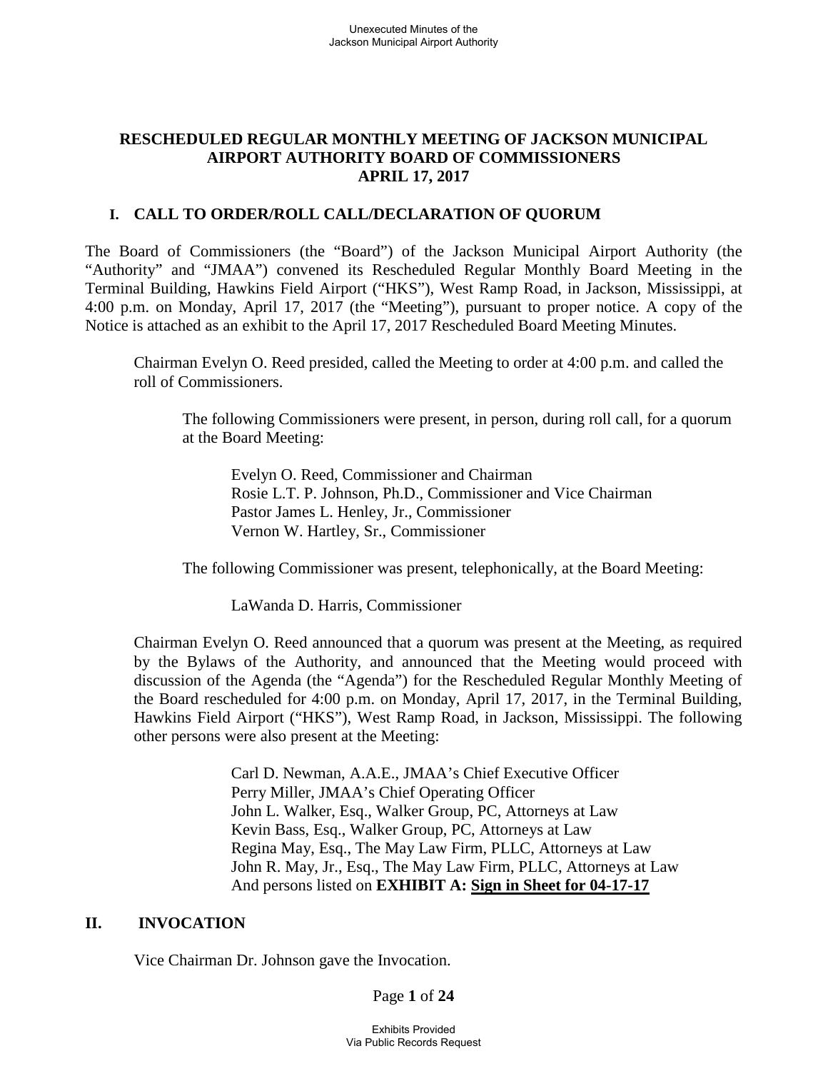# RESCHEDULED REGULAR MONTHLY MEETING OF JACKSON MUNICIPAL AIRPORT AUTHORITY BOARD OF COMMISSIONERS APRIL 17, 2017

## I. CALL TO ORDER/ROLL CALL/DECLARATION OF QUORUM

The Board of Commissioners (the "Board") of the Jackson Municipal Airport Authority (the "Authority" and "JMAA") convened its Rescheduled Regular Monthly Board Meeting in the Terminal Building, Hawkins Field Airport ("HKS"), West Ramp Road, in Jackson, Mississippi, at 4:00 p.m. on Monday, April 17, 2017 (the "Meeting"), pursuant to proper notice. A copy of the Notice is attached as an exhibit to the April 17, 2017 Rescheduled Board Meeting Minutes.

Chairman Evelyn O. Reed presided, called the Meeting to order at 4:00 p.m. and called the roll of Commissioners.

The following Commissioners were present, in person, during roll call, for a quorum at the Board Meeting:

Evelyn O. Reed, Commissioner and Chairman
Rosie L.T. P. Johnson, Ph.D., Commissioner and Vice Chairman
Pastor James L. Henley, Jr., Commissioner
Vernon W. Hartley, Sr., Commissioner

The following Commissioner was present, telephonically, at the Board Meeting:

LaWanda D. Harris, Commissioner

Chairman Evelyn O. Reed announced that a quorum was present at the Meeting, as required by the Bylaws of the Authority, and announced that the Meeting would proceed with discussion of the Agenda (the "Agenda") for the Rescheduled Regular Monthly Meeting of the Board rescheduled for 4:00 p.m. on Monday, April 17, 2017, in the Terminal Building, Hawkins Field Airport ("HKS"), West Ramp Road, in Jackson, Mississippi. The following other persons were also present at the Meeting:

Carl D. Newman, A.A.E., JMAA's Chief Executive Officer
Perry Miller, JMAA's Chief Operating Officer
John L. Walker, Esq., Walker Group, PC, Attorneys at Law
Kevin Bass, Esq., Walker Group, PC, Attorneys at Law
Regina May, Esq., The May Law Firm, PLLC, Attorneys at Law
John R. May, Jr., Esq., The May Law Firm, PLLC, Attorneys at Law
And persons listed on **EXHIBIT A: Sign in Sheet for 04-17-17**

## II. INVOCATION

Vice Chairman Dr. Johnson gave the Invocation.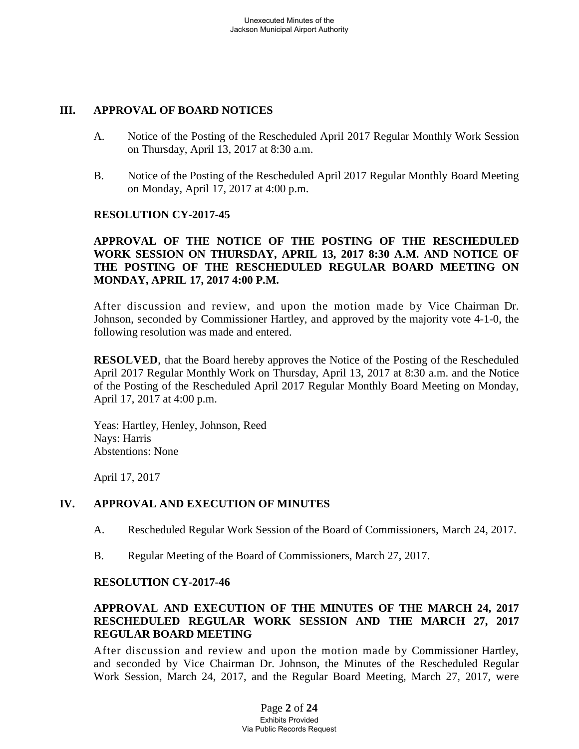## III. APPROVAL OF BOARD NOTICES

A. Notice of the Posting of the Rescheduled April 2017 Regular Monthly Work Session on Thursday, April 13, 2017 at 8:30 a.m.

B. Notice of the Posting of the Rescheduled April 2017 Regular Monthly Board Meeting on Monday, April 17, 2017 at 4:00 p.m.

**RESOLUTION CY-2017-45**

**APPROVAL OF THE NOTICE OF THE POSTING OF THE RESCHEDULED WORK SESSION ON THURSDAY, APRIL 13, 2017 8:30 A.M. AND NOTICE OF THE POSTING OF THE RESCHEDULED REGULAR BOARD MEETING ON MONDAY, APRIL 17, 2017 4:00 P.M.**

After discussion and review, and upon the motion made by Vice Chairman Dr. Johnson, seconded by Commissioner Hartley, and approved by the majority vote 4-1-0, the following resolution was made and entered.

**RESOLVED**, that the Board hereby approves the Notice of the Posting of the Rescheduled April 2017 Regular Monthly Work on Thursday, April 13, 2017 at 8:30 a.m. and the Notice of the Posting of the Rescheduled April 2017 Regular Monthly Board Meeting on Monday, April 17, 2017 at 4:00 p.m.

Yeas: Hartley, Henley, Johnson, Reed
Nays: Harris
Abstentions: None

April 17, 2017

## IV. APPROVAL AND EXECUTION OF MINUTES

A. Rescheduled Regular Work Session of the Board of Commissioners, March 24, 2017.

B. Regular Meeting of the Board of Commissioners, March 27, 2017.

**RESOLUTION CY-2017-46**

**APPROVAL AND EXECUTION OF THE MINUTES OF THE MARCH 24, 2017 RESCHEDULED REGULAR WORK SESSION AND THE MARCH 27, 2017 REGULAR BOARD MEETING**

After discussion and review and upon the motion made by Commissioner Hartley, and seconded by Vice Chairman Dr. Johnson, the Minutes of the Rescheduled Regular Work Session, March 24, 2017, and the Regular Board Meeting, March 27, 2017, were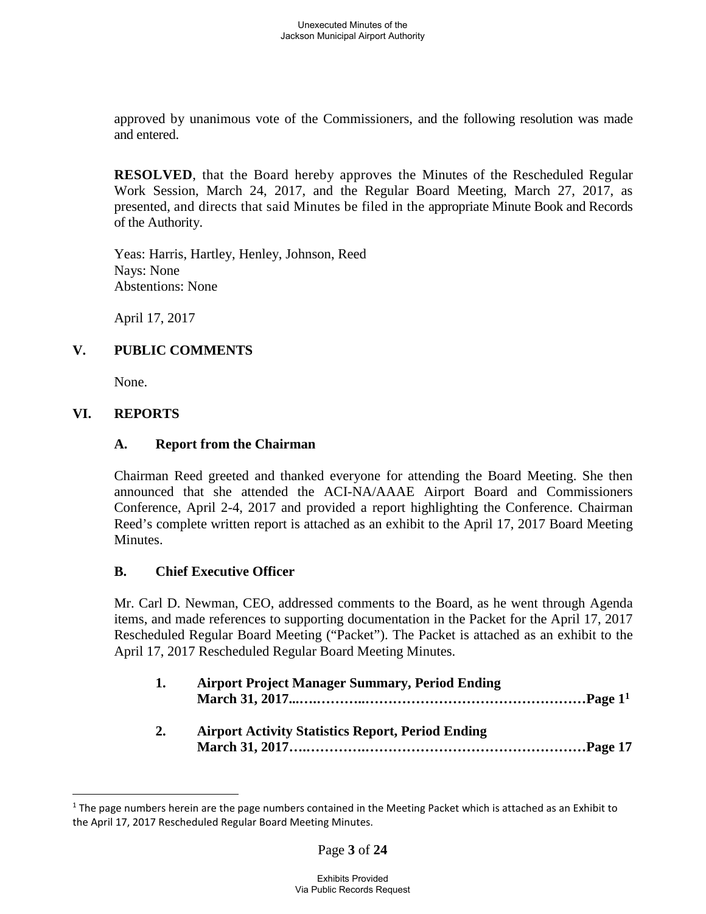approved by unanimous vote of the Commissioners, and the following resolution was made and entered.

**RESOLVED**, that the Board hereby approves the Minutes of the Rescheduled Regular Work Session, March 24, 2017, and the Regular Board Meeting, March 27, 2017, as presented, and directs that said Minutes be filed in the appropriate Minute Book and Records of the Authority.

Yeas: Harris, Hartley, Henley, Johnson, Reed
Nays: None
Abstentions: None

April 17, 2017

## V. PUBLIC COMMENTS

None.

## VI. REPORTS

### A. Report from the Chairman

Chairman Reed greeted and thanked everyone for attending the Board Meeting. She then announced that she attended the ACI-NA/AAAE Airport Board and Commissioners Conference, April 2-4, 2017 and provided a report highlighting the Conference. Chairman Reed's complete written report is attached as an exhibit to the April 17, 2017 Board Meeting Minutes.

### B. Chief Executive Officer

Mr. Carl D. Newman, CEO, addressed comments to the Board, as he went through Agenda items, and made references to supporting documentation in the Packet for the April 17, 2017 Rescheduled Regular Board Meeting ("Packet"). The Packet is attached as an exhibit to the April 17, 2017 Rescheduled Regular Board Meeting Minutes.

1. **Airport Project Manager Summary, Period Ending March 31, 2017...….………..…………………………………………Page 1[1]**

2. **Airport Activity Statistics Report, Period Ending March 31, 2017….………….…………………………………………Page 17**

[1] The page numbers herein are the page numbers contained in the Meeting Packet which is attached as an Exhibit to the April 17, 2017 Rescheduled Regular Board Meeting Minutes.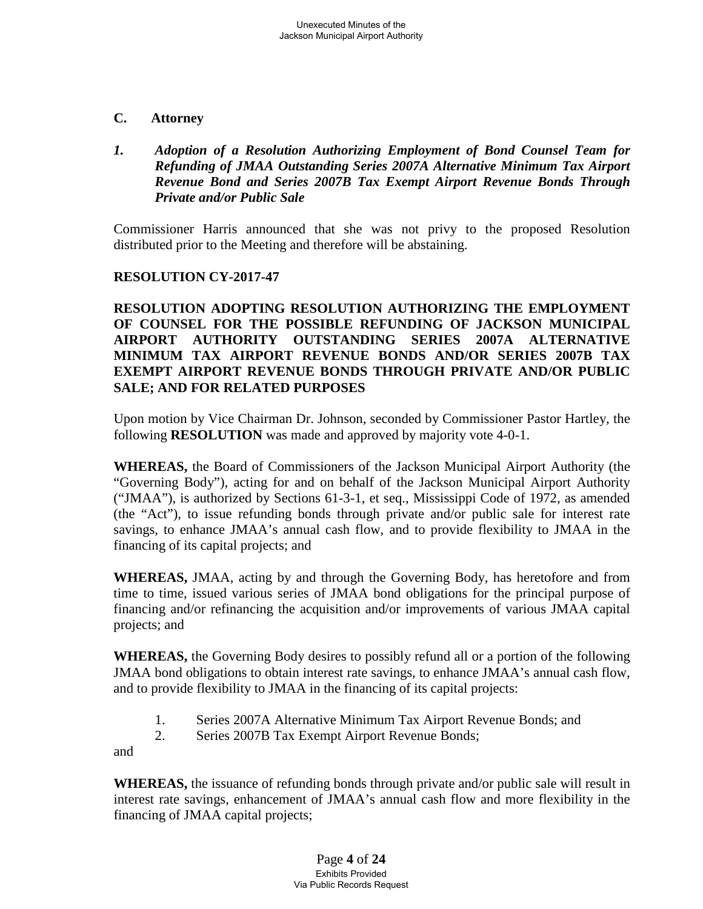## C. Attorney

### *1. Adoption of a Resolution Authorizing Employment of Bond Counsel Team for Refunding of JMAA Outstanding Series 2007A Alternative Minimum Tax Airport Revenue Bond and Series 2007B Tax Exempt Airport Revenue Bonds Through Private and/or Public Sale*

Commissioner Harris announced that she was not privy to the proposed Resolution distributed prior to the Meeting and therefore will be abstaining.

**RESOLUTION CY-2017-47**

**RESOLUTION ADOPTING RESOLUTION AUTHORIZING THE EMPLOYMENT OF COUNSEL FOR THE POSSIBLE REFUNDING OF JACKSON MUNICIPAL AIRPORT AUTHORITY OUTSTANDING SERIES 2007A ALTERNATIVE MINIMUM TAX AIRPORT REVENUE BONDS AND/OR SERIES 2007B TAX EXEMPT AIRPORT REVENUE BONDS THROUGH PRIVATE AND/OR PUBLIC SALE; AND FOR RELATED PURPOSES**

Upon motion by Vice Chairman Dr. Johnson, seconded by Commissioner Pastor Hartley, the following **RESOLUTION** was made and approved by majority vote 4-0-1.

**WHEREAS,** the Board of Commissioners of the Jackson Municipal Airport Authority (the "Governing Body"), acting for and on behalf of the Jackson Municipal Airport Authority ("JMAA"), is authorized by Sections 61-3-1, et seq., Mississippi Code of 1972, as amended (the "Act"), to issue refunding bonds through private and/or public sale for interest rate savings, to enhance JMAA's annual cash flow, and to provide flexibility to JMAA in the financing of its capital projects; and

**WHEREAS,** JMAA, acting by and through the Governing Body, has heretofore and from time to time, issued various series of JMAA bond obligations for the principal purpose of financing and/or refinancing the acquisition and/or improvements of various JMAA capital projects; and

**WHEREAS,** the Governing Body desires to possibly refund all or a portion of the following JMAA bond obligations to obtain interest rate savings, to enhance JMAA's annual cash flow, and to provide flexibility to JMAA in the financing of its capital projects:

1. Series 2007A Alternative Minimum Tax Airport Revenue Bonds; and
2. Series 2007B Tax Exempt Airport Revenue Bonds;

and

**WHEREAS,** the issuance of refunding bonds through private and/or public sale will result in interest rate savings, enhancement of JMAA's annual cash flow and more flexibility in the financing of JMAA capital projects;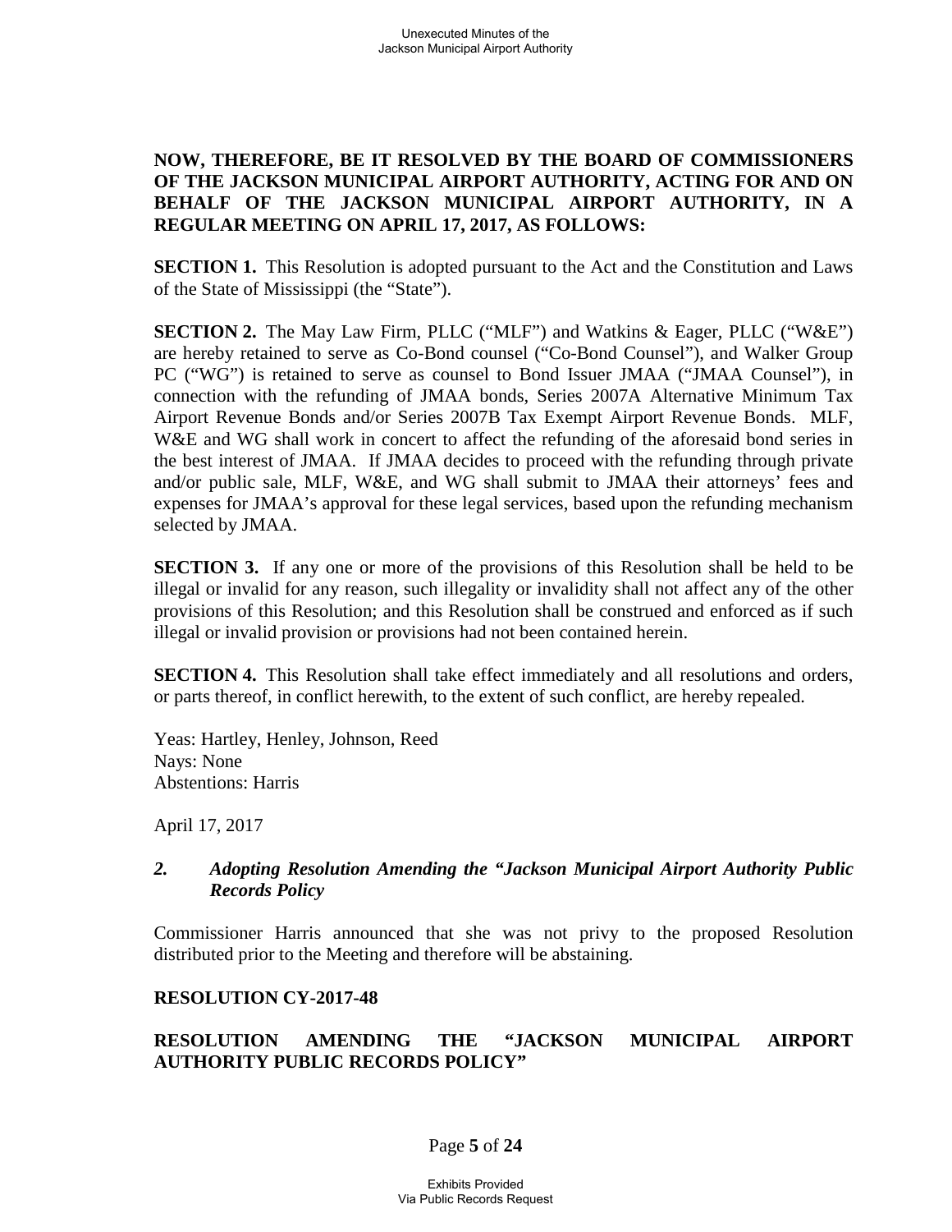**NOW, THEREFORE, BE IT RESOLVED BY THE BOARD OF COMMISSIONERS OF THE JACKSON MUNICIPAL AIRPORT AUTHORITY, ACTING FOR AND ON BEHALF OF THE JACKSON MUNICIPAL AIRPORT AUTHORITY, IN A REGULAR MEETING ON APRIL 17, 2017, AS FOLLOWS:**

**SECTION 1.** This Resolution is adopted pursuant to the Act and the Constitution and Laws of the State of Mississippi (the "State").

**SECTION 2.** The May Law Firm, PLLC ("MLF") and Watkins & Eager, PLLC ("W&E") are hereby retained to serve as Co-Bond counsel ("Co-Bond Counsel"), and Walker Group PC ("WG") is retained to serve as counsel to Bond Issuer JMAA ("JMAA Counsel"), in connection with the refunding of JMAA bonds, Series 2007A Alternative Minimum Tax Airport Revenue Bonds and/or Series 2007B Tax Exempt Airport Revenue Bonds. MLF, W&E and WG shall work in concert to affect the refunding of the aforesaid bond series in the best interest of JMAA. If JMAA decides to proceed with the refunding through private and/or public sale, MLF, W&E, and WG shall submit to JMAA their attorneys' fees and expenses for JMAA's approval for these legal services, based upon the refunding mechanism selected by JMAA.

**SECTION 3.** If any one or more of the provisions of this Resolution shall be held to be illegal or invalid for any reason, such illegality or invalidity shall not affect any of the other provisions of this Resolution; and this Resolution shall be construed and enforced as if such illegal or invalid provision or provisions had not been contained herein.

**SECTION 4.** This Resolution shall take effect immediately and all resolutions and orders, or parts thereof, in conflict herewith, to the extent of such conflict, are hereby repealed.

Yeas: Hartley, Henley, Johnson, Reed
Nays: None
Abstentions: Harris

April 17, 2017

### *2. Adopting Resolution Amending the "Jackson Municipal Airport Authority Public Records Policy*

Commissioner Harris announced that she was not privy to the proposed Resolution distributed prior to the Meeting and therefore will be abstaining.

**RESOLUTION CY-2017-48**

**RESOLUTION AMENDING THE "JACKSON MUNICIPAL AIRPORT AUTHORITY PUBLIC RECORDS POLICY"**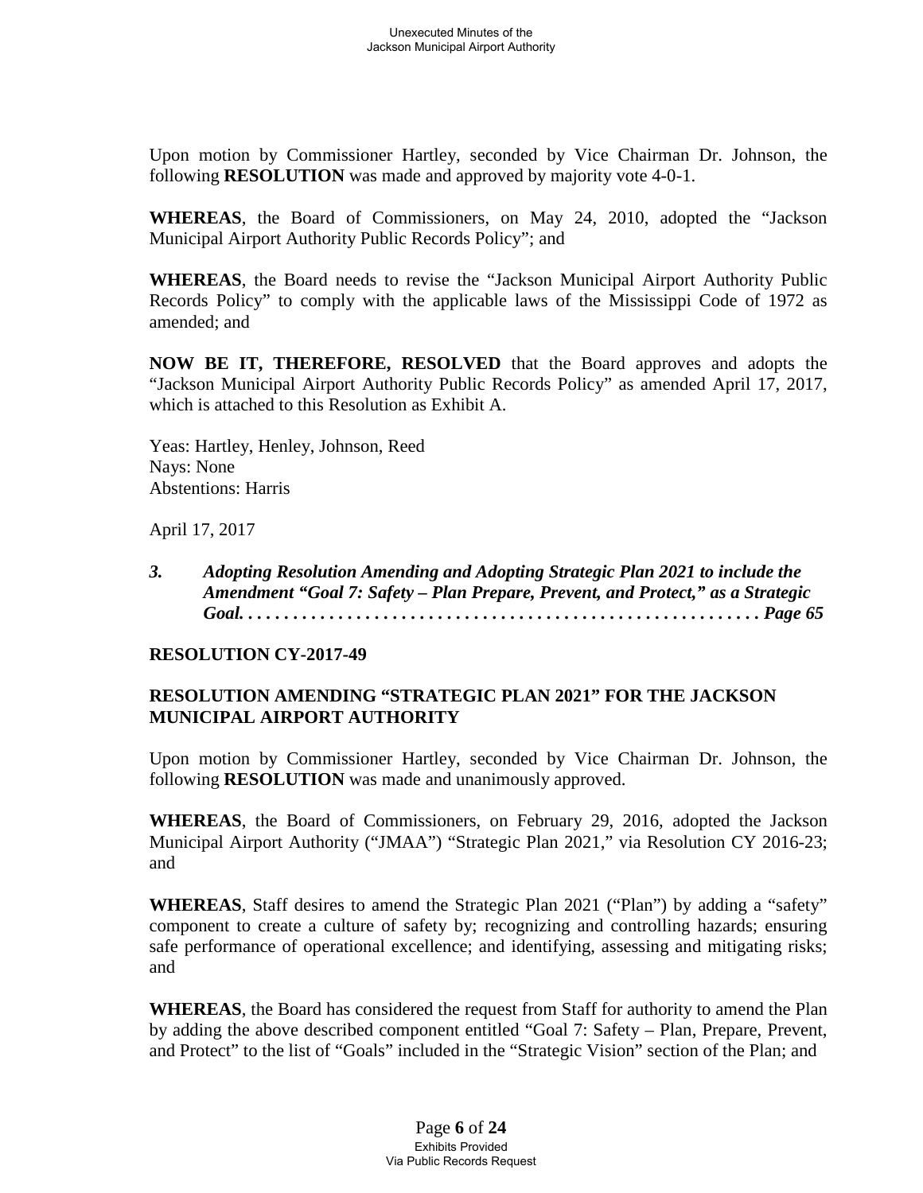Upon motion by Commissioner Hartley, seconded by Vice Chairman Dr. Johnson, the following **RESOLUTION** was made and approved by majority vote 4-0-1.

**WHEREAS**, the Board of Commissioners, on May 24, 2010, adopted the "Jackson Municipal Airport Authority Public Records Policy"; and

**WHEREAS**, the Board needs to revise the "Jackson Municipal Airport Authority Public Records Policy" to comply with the applicable laws of the Mississippi Code of 1972 as amended; and

**NOW BE IT, THEREFORE, RESOLVED** that the Board approves and adopts the "Jackson Municipal Airport Authority Public Records Policy" as amended April 17, 2017, which is attached to this Resolution as Exhibit A.

Yeas: Hartley, Henley, Johnson, Reed
Nays: None
Abstentions: Harris

April 17, 2017

***3. Adopting Resolution Amending and Adopting Strategic Plan 2021 to include the Amendment "Goal 7: Safety – Plan Prepare, Prevent, and Protect," as a Strategic Goal. . . . . . . . . . . . . . . . . . . . . . . . . . . . . . . . . . . . . . . . . . . . . . . . . . . . . . . . . Page 65***

**RESOLUTION CY-2017-49**

**RESOLUTION AMENDING "STRATEGIC PLAN 2021" FOR THE JACKSON MUNICIPAL AIRPORT AUTHORITY**

Upon motion by Commissioner Hartley, seconded by Vice Chairman Dr. Johnson, the following **RESOLUTION** was made and unanimously approved.

**WHEREAS**, the Board of Commissioners, on February 29, 2016, adopted the Jackson Municipal Airport Authority ("JMAA") "Strategic Plan 2021," via Resolution CY 2016-23; and

**WHEREAS**, Staff desires to amend the Strategic Plan 2021 ("Plan") by adding a "safety" component to create a culture of safety by; recognizing and controlling hazards; ensuring safe performance of operational excellence; and identifying, assessing and mitigating risks; and

**WHEREAS**, the Board has considered the request from Staff for authority to amend the Plan by adding the above described component entitled "Goal 7: Safety – Plan, Prepare, Prevent, and Protect" to the list of "Goals" included in the "Strategic Vision" section of the Plan; and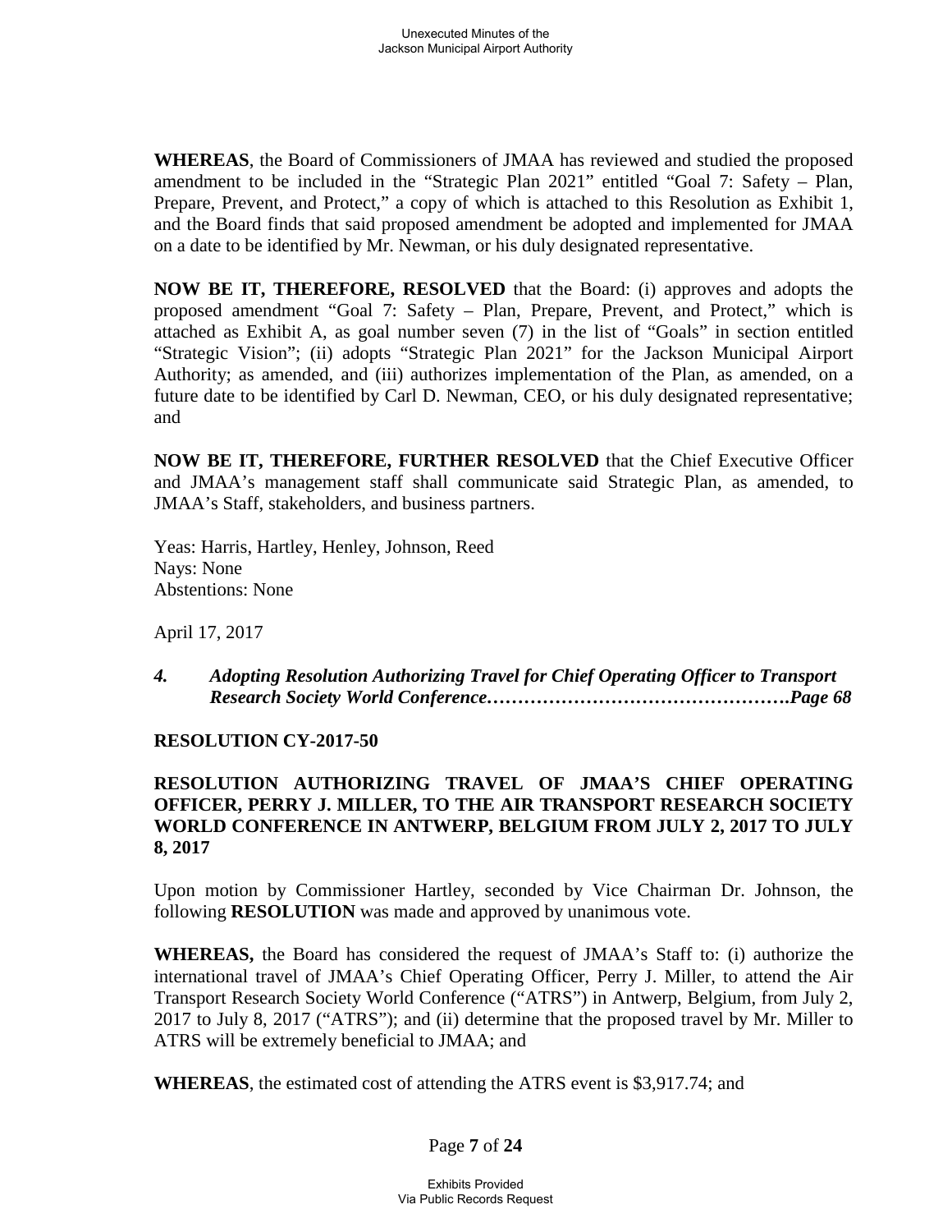**WHEREAS**, the Board of Commissioners of JMAA has reviewed and studied the proposed amendment to be included in the "Strategic Plan 2021" entitled "Goal 7: Safety – Plan, Prepare, Prevent, and Protect," a copy of which is attached to this Resolution as Exhibit 1, and the Board finds that said proposed amendment be adopted and implemented for JMAA on a date to be identified by Mr. Newman, or his duly designated representative.

**NOW BE IT, THEREFORE, RESOLVED** that the Board: (i) approves and adopts the proposed amendment "Goal 7: Safety – Plan, Prepare, Prevent, and Protect," which is attached as Exhibit A, as goal number seven (7) in the list of "Goals" in section entitled "Strategic Vision"; (ii) adopts "Strategic Plan 2021" for the Jackson Municipal Airport Authority; as amended, and (iii) authorizes implementation of the Plan, as amended, on a future date to be identified by Carl D. Newman, CEO, or his duly designated representative; and

**NOW BE IT, THEREFORE, FURTHER RESOLVED** that the Chief Executive Officer and JMAA's management staff shall communicate said Strategic Plan, as amended, to JMAA's Staff, stakeholders, and business partners.

Yeas: Harris, Hartley, Henley, Johnson, Reed
Nays: None
Abstentions: None

April 17, 2017

***4. Adopting Resolution Authorizing Travel for Chief Operating Officer to Transport Research Society World Conference………………………………………….Page 68***

**RESOLUTION CY-2017-50**

**RESOLUTION AUTHORIZING TRAVEL OF JMAA'S CHIEF OPERATING OFFICER, PERRY J. MILLER, TO THE AIR TRANSPORT RESEARCH SOCIETY WORLD CONFERENCE IN ANTWERP, BELGIUM FROM JULY 2, 2017 TO JULY 8, 2017**

Upon motion by Commissioner Hartley, seconded by Vice Chairman Dr. Johnson, the following **RESOLUTION** was made and approved by unanimous vote.

**WHEREAS,** the Board has considered the request of JMAA's Staff to: (i) authorize the international travel of JMAA's Chief Operating Officer, Perry J. Miller, to attend the Air Transport Research Society World Conference ("ATRS") in Antwerp, Belgium, from July 2, 2017 to July 8, 2017 ("ATRS"); and (ii) determine that the proposed travel by Mr. Miller to ATRS will be extremely beneficial to JMAA; and

**WHEREAS**, the estimated cost of attending the ATRS event is $3,917.74; and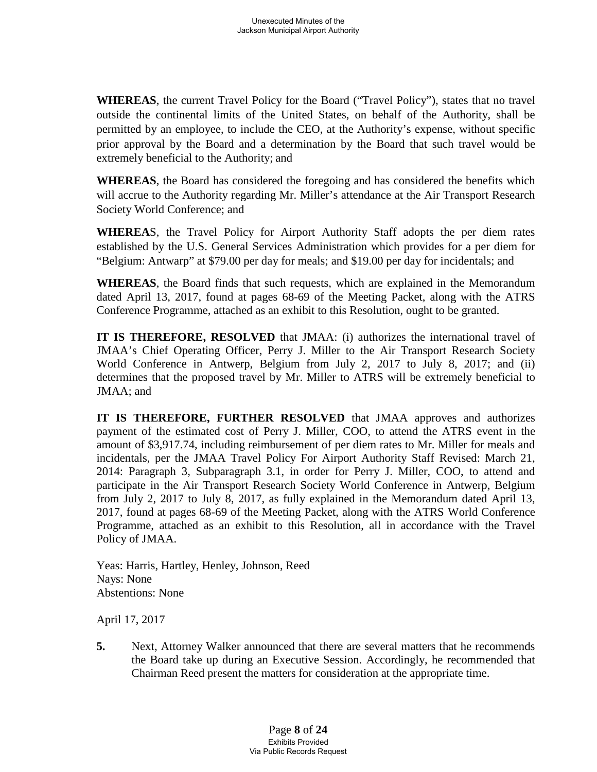**WHEREAS**, the current Travel Policy for the Board ("Travel Policy"), states that no travel outside the continental limits of the United States, on behalf of the Authority, shall be permitted by an employee, to include the CEO, at the Authority's expense, without specific prior approval by the Board and a determination by the Board that such travel would be extremely beneficial to the Authority; and

**WHEREAS**, the Board has considered the foregoing and has considered the benefits which will accrue to the Authority regarding Mr. Miller's attendance at the Air Transport Research Society World Conference; and

**WHEREAS**, the Travel Policy for Airport Authority Staff adopts the per diem rates established by the U.S. General Services Administration which provides for a per diem for "Belgium: Antwarp" at $79.00 per day for meals; and $19.00 per day for incidentals; and

**WHEREAS**, the Board finds that such requests, which are explained in the Memorandum dated April 13, 2017, found at pages 68-69 of the Meeting Packet, along with the ATRS Conference Programme, attached as an exhibit to this Resolution, ought to be granted.

**IT IS THEREFORE, RESOLVED** that JMAA: (i) authorizes the international travel of JMAA's Chief Operating Officer, Perry J. Miller to the Air Transport Research Society World Conference in Antwerp, Belgium from July 2, 2017 to July 8, 2017; and (ii) determines that the proposed travel by Mr. Miller to ATRS will be extremely beneficial to JMAA; and

**IT IS THEREFORE, FURTHER RESOLVED** that JMAA approves and authorizes payment of the estimated cost of Perry J. Miller, COO, to attend the ATRS event in the amount of $3,917.74, including reimbursement of per diem rates to Mr. Miller for meals and incidentals, per the JMAA Travel Policy For Airport Authority Staff Revised: March 21, 2014: Paragraph 3, Subparagraph 3.1, in order for Perry J. Miller, COO, to attend and participate in the Air Transport Research Society World Conference in Antwerp, Belgium from July 2, 2017 to July 8, 2017, as fully explained in the Memorandum dated April 13, 2017, found at pages 68-69 of the Meeting Packet, along with the ATRS World Conference Programme, attached as an exhibit to this Resolution, all in accordance with the Travel Policy of JMAA.

Yeas: Harris, Hartley, Henley, Johnson, Reed
Nays: None
Abstentions: None

April 17, 2017

**5.** Next, Attorney Walker announced that there are several matters that he recommends the Board take up during an Executive Session. Accordingly, he recommended that Chairman Reed present the matters for consideration at the appropriate time.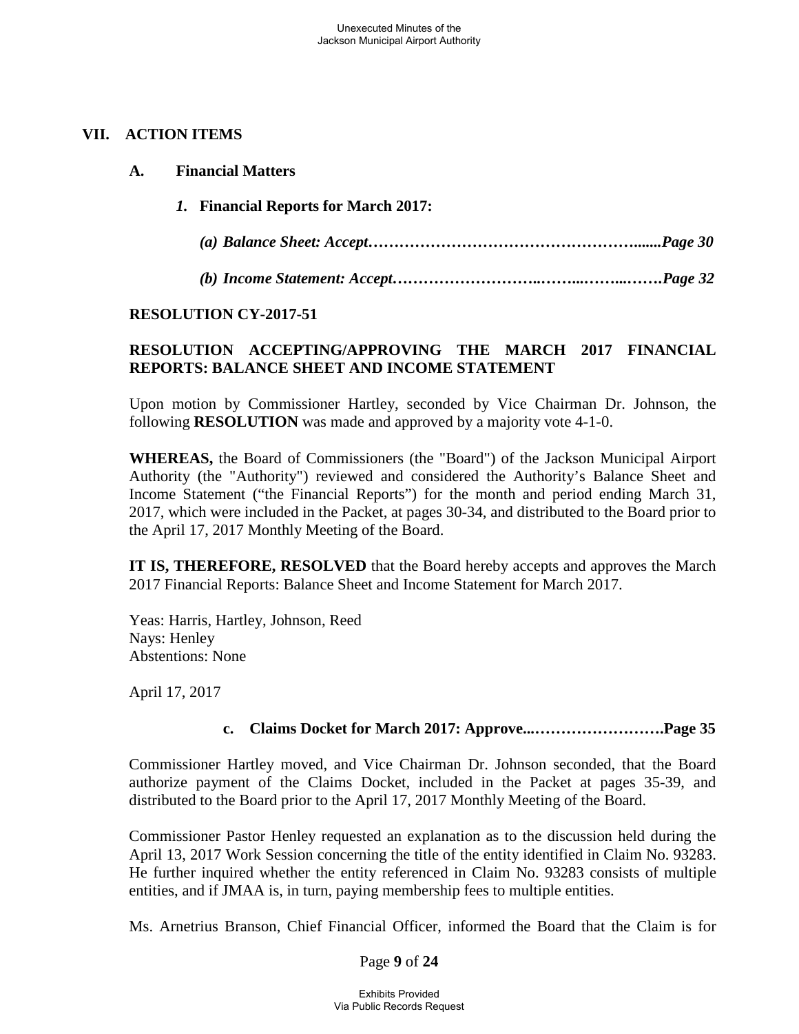## VII. ACTION ITEMS

### A. Financial Matters

#### *1.* Financial Reports for March 2017:

***(a) Balance Sheet: Accept……………………………………………........Page 30***

***(b) Income Statement: Accept………………………..……...……...…….Page 32***

**RESOLUTION CY-2017-51**

**RESOLUTION ACCEPTING/APPROVING THE MARCH 2017 FINANCIAL REPORTS: BALANCE SHEET AND INCOME STATEMENT**

Upon motion by Commissioner Hartley, seconded by Vice Chairman Dr. Johnson, the following **RESOLUTION** was made and approved by a majority vote 4-1-0.

**WHEREAS,** the Board of Commissioners (the "Board") of the Jackson Municipal Airport Authority (the "Authority") reviewed and considered the Authority's Balance Sheet and Income Statement ("the Financial Reports") for the month and period ending March 31, 2017, which were included in the Packet, at pages 30-34, and distributed to the Board prior to the April 17, 2017 Monthly Meeting of the Board.

**IT IS, THEREFORE, RESOLVED** that the Board hereby accepts and approves the March 2017 Financial Reports: Balance Sheet and Income Statement for March 2017.

Yeas: Harris, Hartley, Johnson, Reed
Nays: Henley
Abstentions: None

April 17, 2017

#### c. Claims Docket for March 2017: Approve...…………………….Page 35

Commissioner Hartley moved, and Vice Chairman Dr. Johnson seconded, that the Board authorize payment of the Claims Docket, included in the Packet at pages 35-39, and distributed to the Board prior to the April 17, 2017 Monthly Meeting of the Board.

Commissioner Pastor Henley requested an explanation as to the discussion held during the April 13, 2017 Work Session concerning the title of the entity identified in Claim No. 93283. He further inquired whether the entity referenced in Claim No. 93283 consists of multiple entities, and if JMAA is, in turn, paying membership fees to multiple entities.

Ms. Arnetrius Branson, Chief Financial Officer, informed the Board that the Claim is for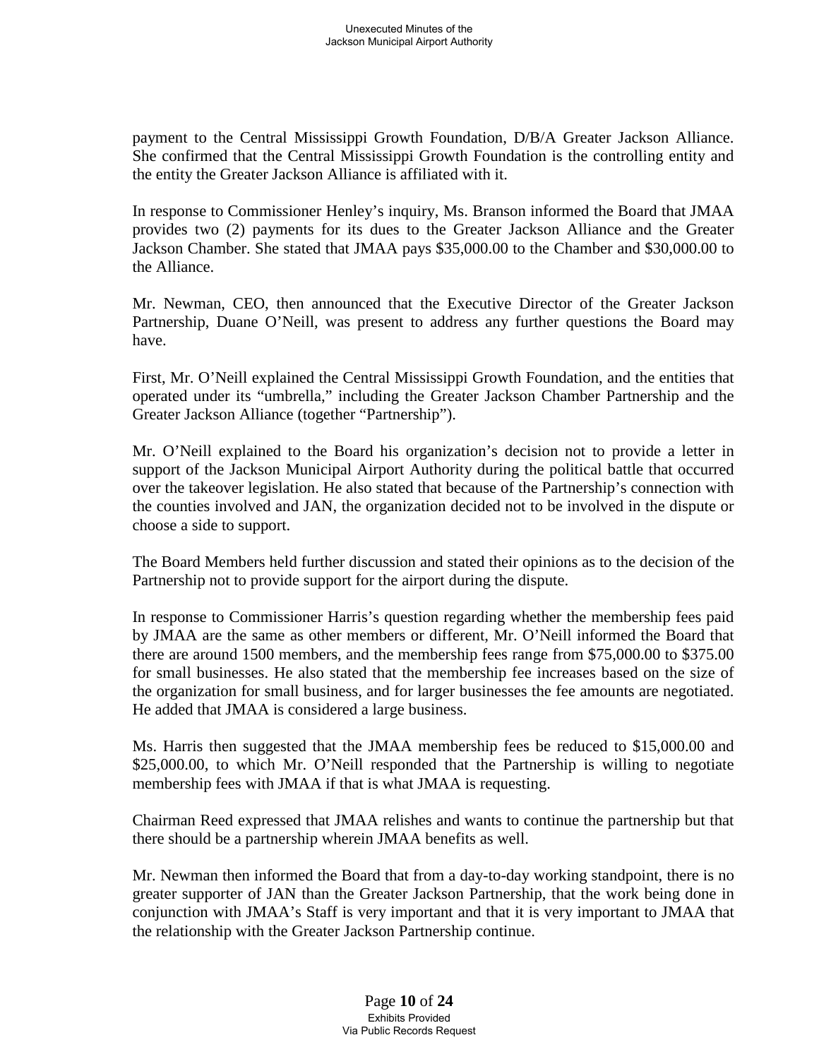payment to the Central Mississippi Growth Foundation, D/B/A Greater Jackson Alliance. She confirmed that the Central Mississippi Growth Foundation is the controlling entity and the entity the Greater Jackson Alliance is affiliated with it.

In response to Commissioner Henley's inquiry, Ms. Branson informed the Board that JMAA provides two (2) payments for its dues to the Greater Jackson Alliance and the Greater Jackson Chamber. She stated that JMAA pays $35,000.00 to the Chamber and $30,000.00 to the Alliance.

Mr. Newman, CEO, then announced that the Executive Director of the Greater Jackson Partnership, Duane O'Neill, was present to address any further questions the Board may have.

First, Mr. O'Neill explained the Central Mississippi Growth Foundation, and the entities that operated under its "umbrella," including the Greater Jackson Chamber Partnership and the Greater Jackson Alliance (together "Partnership").

Mr. O'Neill explained to the Board his organization's decision not to provide a letter in support of the Jackson Municipal Airport Authority during the political battle that occurred over the takeover legislation. He also stated that because of the Partnership's connection with the counties involved and JAN, the organization decided not to be involved in the dispute or choose a side to support.

The Board Members held further discussion and stated their opinions as to the decision of the Partnership not to provide support for the airport during the dispute.

In response to Commissioner Harris's question regarding whether the membership fees paid by JMAA are the same as other members or different, Mr. O'Neill informed the Board that there are around 1500 members, and the membership fees range from $75,000.00 to $375.00 for small businesses. He also stated that the membership fee increases based on the size of the organization for small business, and for larger businesses the fee amounts are negotiated. He added that JMAA is considered a large business.

Ms. Harris then suggested that the JMAA membership fees be reduced to $15,000.00 and $25,000.00, to which Mr. O'Neill responded that the Partnership is willing to negotiate membership fees with JMAA if that is what JMAA is requesting.

Chairman Reed expressed that JMAA relishes and wants to continue the partnership but that there should be a partnership wherein JMAA benefits as well.

Mr. Newman then informed the Board that from a day-to-day working standpoint, there is no greater supporter of JAN than the Greater Jackson Partnership, that the work being done in conjunction with JMAA's Staff is very important and that it is very important to JMAA that the relationship with the Greater Jackson Partnership continue.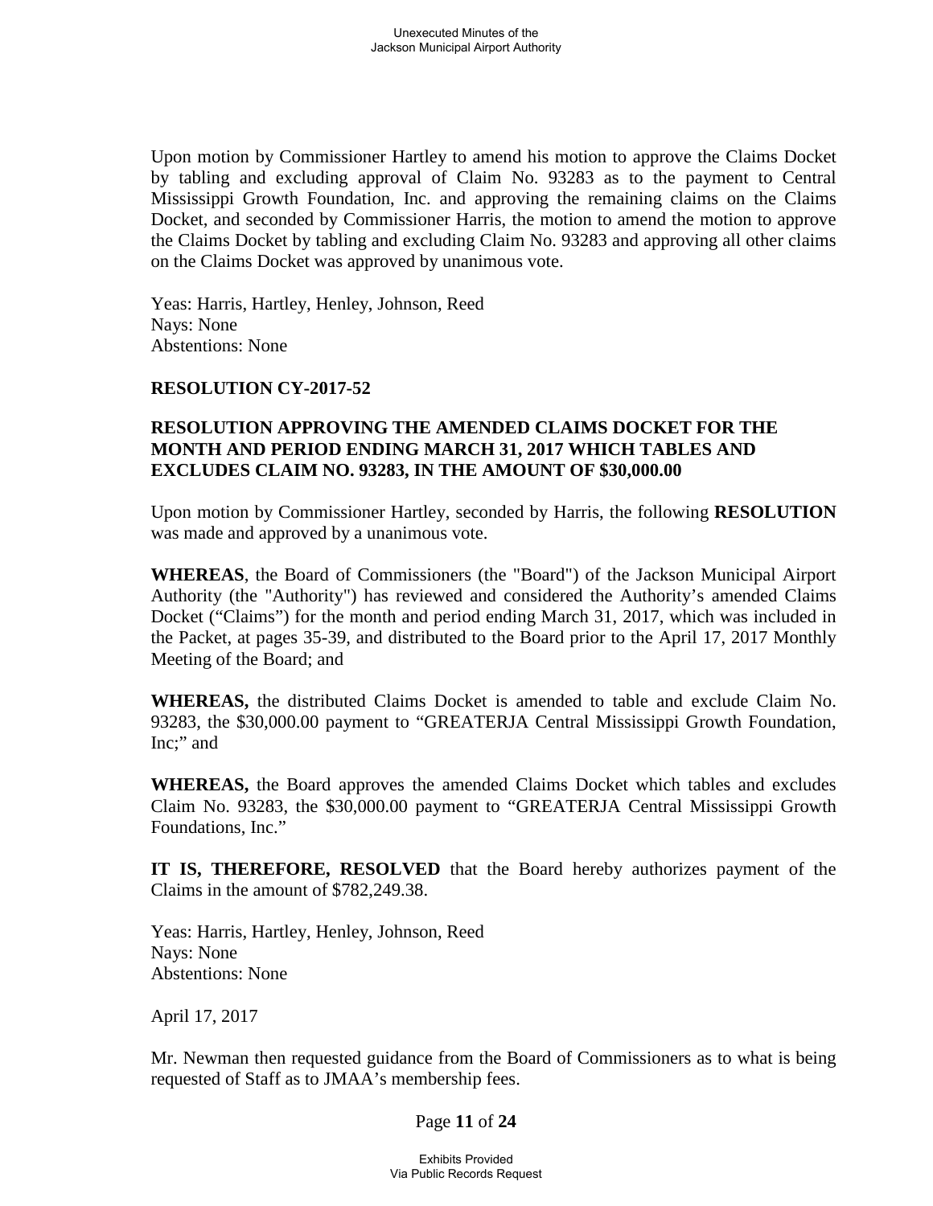Upon motion by Commissioner Hartley to amend his motion to approve the Claims Docket by tabling and excluding approval of Claim No. 93283 as to the payment to Central Mississippi Growth Foundation, Inc. and approving the remaining claims on the Claims Docket, and seconded by Commissioner Harris, the motion to amend the motion to approve the Claims Docket by tabling and excluding Claim No. 93283 and approving all other claims on the Claims Docket was approved by unanimous vote.

Yeas: Harris, Hartley, Henley, Johnson, Reed
Nays: None
Abstentions: None

**RESOLUTION CY-2017-52**

**RESOLUTION APPROVING THE AMENDED CLAIMS DOCKET FOR THE MONTH AND PERIOD ENDING MARCH 31, 2017 WHICH TABLES AND EXCLUDES CLAIM NO. 93283, IN THE AMOUNT OF $30,000.00**

Upon motion by Commissioner Hartley, seconded by Harris, the following **RESOLUTION** was made and approved by a unanimous vote.

**WHEREAS**, the Board of Commissioners (the "Board") of the Jackson Municipal Airport Authority (the "Authority") has reviewed and considered the Authority's amended Claims Docket ("Claims") for the month and period ending March 31, 2017, which was included in the Packet, at pages 35-39, and distributed to the Board prior to the April 17, 2017 Monthly Meeting of the Board; and

**WHEREAS,** the distributed Claims Docket is amended to table and exclude Claim No. 93283, the $30,000.00 payment to "GREATERJA Central Mississippi Growth Foundation, Inc;" and

**WHEREAS,** the Board approves the amended Claims Docket which tables and excludes Claim No. 93283, the $30,000.00 payment to "GREATERJA Central Mississippi Growth Foundations, Inc."

**IT IS, THEREFORE, RESOLVED** that the Board hereby authorizes payment of the Claims in the amount of $782,249.38.

Yeas: Harris, Hartley, Henley, Johnson, Reed
Nays: None
Abstentions: None

April 17, 2017

Mr. Newman then requested guidance from the Board of Commissioners as to what is being requested of Staff as to JMAA's membership fees.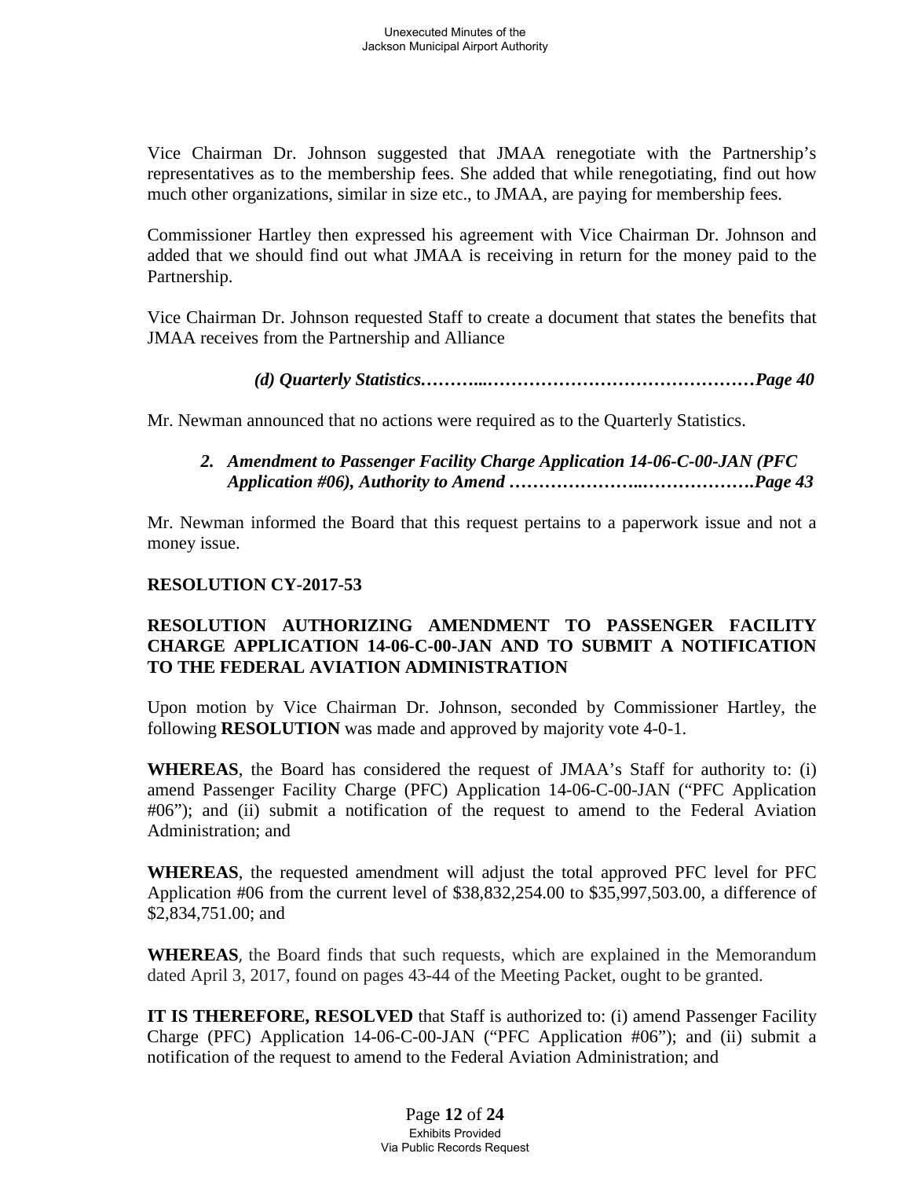Vice Chairman Dr. Johnson suggested that JMAA renegotiate with the Partnership's representatives as to the membership fees. She added that while renegotiating, find out how much other organizations, similar in size etc., to JMAA, are paying for membership fees.

Commissioner Hartley then expressed his agreement with Vice Chairman Dr. Johnson and added that we should find out what JMAA is receiving in return for the money paid to the Partnership.

Vice Chairman Dr. Johnson requested Staff to create a document that states the benefits that JMAA receives from the Partnership and Alliance

***(d) Quarterly Statistics………..………………………………………Page 40***

Mr. Newman announced that no actions were required as to the Quarterly Statistics.

***2. Amendment to Passenger Facility Charge Application 14-06-C-00-JAN (PFC Application #06), Authority to Amend …………………..……………….Page 43***

Mr. Newman informed the Board that this request pertains to a paperwork issue and not a money issue.

**RESOLUTION CY-2017-53**

**RESOLUTION AUTHORIZING AMENDMENT TO PASSENGER FACILITY CHARGE APPLICATION 14-06-C-00-JAN AND TO SUBMIT A NOTIFICATION TO THE FEDERAL AVIATION ADMINISTRATION**

Upon motion by Vice Chairman Dr. Johnson, seconded by Commissioner Hartley, the following **RESOLUTION** was made and approved by majority vote 4-0-1.

**WHEREAS**, the Board has considered the request of JMAA's Staff for authority to: (i) amend Passenger Facility Charge (PFC) Application 14-06-C-00-JAN ("PFC Application #06"); and (ii) submit a notification of the request to amend to the Federal Aviation Administration; and

**WHEREAS**, the requested amendment will adjust the total approved PFC level for PFC Application #06 from the current level of $38,832,254.00 to $35,997,503.00, a difference of $2,834,751.00; and

**WHEREAS**, the Board finds that such requests, which are explained in the Memorandum dated April 3, 2017, found on pages 43-44 of the Meeting Packet, ought to be granted.

**IT IS THEREFORE, RESOLVED** that Staff is authorized to: (i) amend Passenger Facility Charge (PFC) Application 14-06-C-00-JAN ("PFC Application #06"); and (ii) submit a notification of the request to amend to the Federal Aviation Administration; and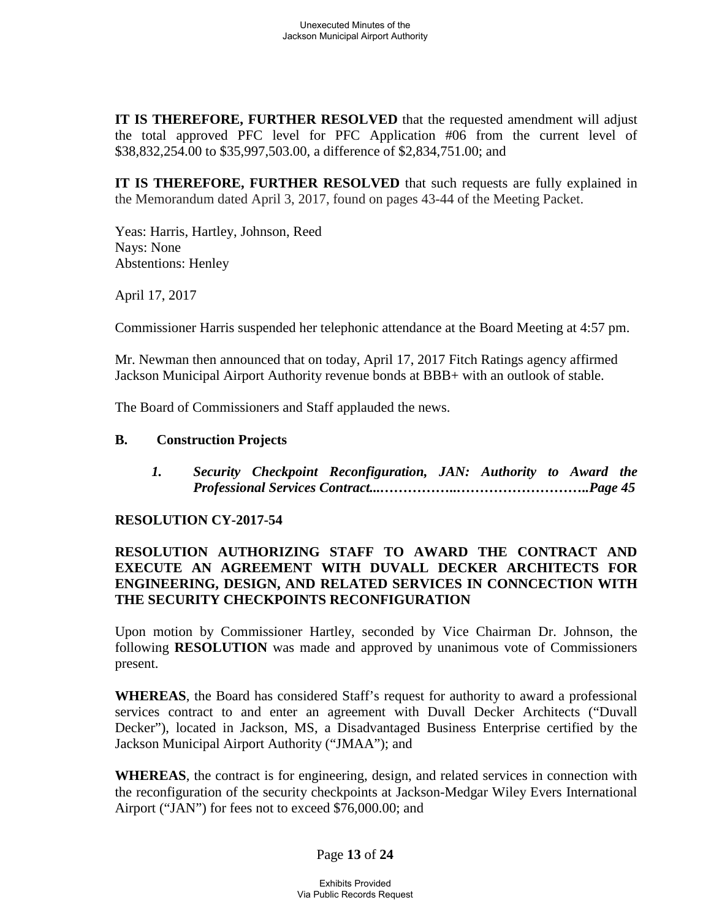**IT IS THEREFORE, FURTHER RESOLVED** that the requested amendment will adjust the total approved PFC level for PFC Application #06 from the current level of $38,832,254.00 to $35,997,503.00, a difference of $2,834,751.00; and

**IT IS THEREFORE, FURTHER RESOLVED** that such requests are fully explained in the Memorandum dated April 3, 2017, found on pages 43-44 of the Meeting Packet.

Yeas: Harris, Hartley, Johnson, Reed
Nays: None
Abstentions: Henley

April 17, 2017

Commissioner Harris suspended her telephonic attendance at the Board Meeting at 4:57 pm.

Mr. Newman then announced that on today, April 17, 2017 Fitch Ratings agency affirmed Jackson Municipal Airport Authority revenue bonds at BBB+ with an outlook of stable.

The Board of Commissioners and Staff applauded the news.

**B. Construction Projects**

***1. Security Checkpoint Reconfiguration, JAN: Authority to Award the Professional Services Contract...……………..………………………..Page 45***

**RESOLUTION CY-2017-54**

**RESOLUTION AUTHORIZING STAFF TO AWARD THE CONTRACT AND EXECUTE AN AGREEMENT WITH DUVALL DECKER ARCHITECTS FOR ENGINEERING, DESIGN, AND RELATED SERVICES IN CONNCECTION WITH THE SECURITY CHECKPOINTS RECONFIGURATION**

Upon motion by Commissioner Hartley, seconded by Vice Chairman Dr. Johnson, the following **RESOLUTION** was made and approved by unanimous vote of Commissioners present.

**WHEREAS**, the Board has considered Staff's request for authority to award a professional services contract to and enter an agreement with Duvall Decker Architects ("Duvall Decker"), located in Jackson, MS, a Disadvantaged Business Enterprise certified by the Jackson Municipal Airport Authority ("JMAA"); and

**WHEREAS**, the contract is for engineering, design, and related services in connection with the reconfiguration of the security checkpoints at Jackson-Medgar Wiley Evers International Airport ("JAN") for fees not to exceed $76,000.00; and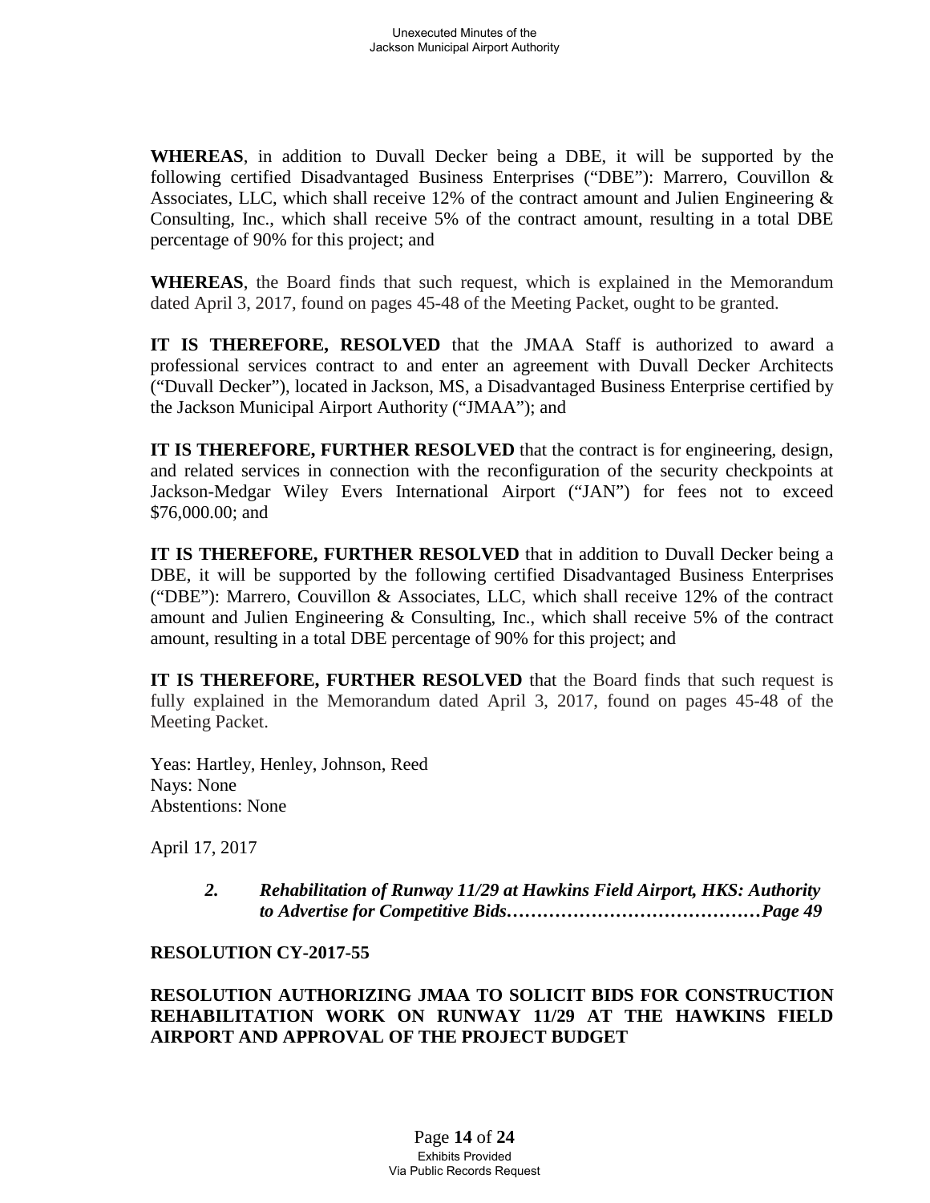**WHEREAS**, in addition to Duvall Decker being a DBE, it will be supported by the following certified Disadvantaged Business Enterprises ("DBE"): Marrero, Couvillon & Associates, LLC, which shall receive 12% of the contract amount and Julien Engineering & Consulting, Inc., which shall receive 5% of the contract amount, resulting in a total DBE percentage of 90% for this project; and

**WHEREAS**, the Board finds that such request, which is explained in the Memorandum dated April 3, 2017, found on pages 45-48 of the Meeting Packet, ought to be granted.

**IT IS THEREFORE, RESOLVED** that the JMAA Staff is authorized to award a professional services contract to and enter an agreement with Duvall Decker Architects ("Duvall Decker"), located in Jackson, MS, a Disadvantaged Business Enterprise certified by the Jackson Municipal Airport Authority ("JMAA"); and

**IT IS THEREFORE, FURTHER RESOLVED** that the contract is for engineering, design, and related services in connection with the reconfiguration of the security checkpoints at Jackson-Medgar Wiley Evers International Airport ("JAN") for fees not to exceed $76,000.00; and

**IT IS THEREFORE, FURTHER RESOLVED** that in addition to Duvall Decker being a DBE, it will be supported by the following certified Disadvantaged Business Enterprises ("DBE"): Marrero, Couvillon & Associates, LLC, which shall receive 12% of the contract amount and Julien Engineering & Consulting, Inc., which shall receive 5% of the contract amount, resulting in a total DBE percentage of 90% for this project; and

**IT IS THEREFORE, FURTHER RESOLVED** that the Board finds that such request is fully explained in the Memorandum dated April 3, 2017, found on pages 45-48 of the Meeting Packet.

Yeas: Hartley, Henley, Johnson, Reed
Nays: None
Abstentions: None

April 17, 2017

> ***2. Rehabilitation of Runway 11/29 at Hawkins Field Airport, HKS: Authority to Advertise for Competitive Bids……………………………………Page 49***

**RESOLUTION CY-2017-55**

**RESOLUTION AUTHORIZING JMAA TO SOLICIT BIDS FOR CONSTRUCTION REHABILITATION WORK ON RUNWAY 11/29 AT THE HAWKINS FIELD AIRPORT AND APPROVAL OF THE PROJECT BUDGET**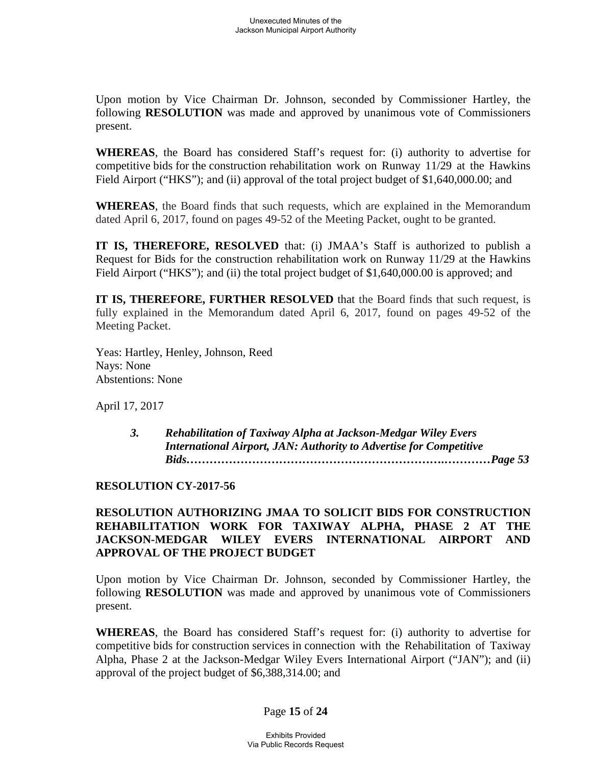Upon motion by Vice Chairman Dr. Johnson, seconded by Commissioner Hartley, the following **RESOLUTION** was made and approved by unanimous vote of Commissioners present.

**WHEREAS**, the Board has considered Staff's request for: (i) authority to advertise for competitive bids for the construction rehabilitation work on Runway 11/29 at the Hawkins Field Airport ("HKS"); and (ii) approval of the total project budget of $1,640,000.00; and

**WHEREAS**, the Board finds that such requests, which are explained in the Memorandum dated April 6, 2017, found on pages 49-52 of the Meeting Packet, ought to be granted.

**IT IS, THEREFORE, RESOLVED** that: (i) JMAA's Staff is authorized to publish a Request for Bids for the construction rehabilitation work on Runway 11/29 at the Hawkins Field Airport ("HKS"); and (ii) the total project budget of $1,640,000.00 is approved; and

**IT IS, THEREFORE, FURTHER RESOLVED** that the Board finds that such request, is fully explained in the Memorandum dated April 6, 2017, found on pages 49-52 of the Meeting Packet.

Yeas: Hartley, Henley, Johnson, Reed
Nays: None
Abstentions: None

April 17, 2017

> ***3. Rehabilitation of Taxiway Alpha at Jackson-Medgar Wiley Evers International Airport, JAN: Authority to Advertise for Competitive Bids………………………………………………………..…………Page 53***

**RESOLUTION CY-2017-56**

**RESOLUTION AUTHORIZING JMAA TO SOLICIT BIDS FOR CONSTRUCTION REHABILITATION WORK FOR TAXIWAY ALPHA, PHASE 2 AT THE JACKSON-MEDGAR WILEY EVERS INTERNATIONAL AIRPORT AND APPROVAL OF THE PROJECT BUDGET**

Upon motion by Vice Chairman Dr. Johnson, seconded by Commissioner Hartley, the following **RESOLUTION** was made and approved by unanimous vote of Commissioners present.

**WHEREAS**, the Board has considered Staff's request for: (i) authority to advertise for competitive bids for construction services in connection with the Rehabilitation of Taxiway Alpha, Phase 2 at the Jackson-Medgar Wiley Evers International Airport ("JAN"); and (ii) approval of the project budget of $6,388,314.00; and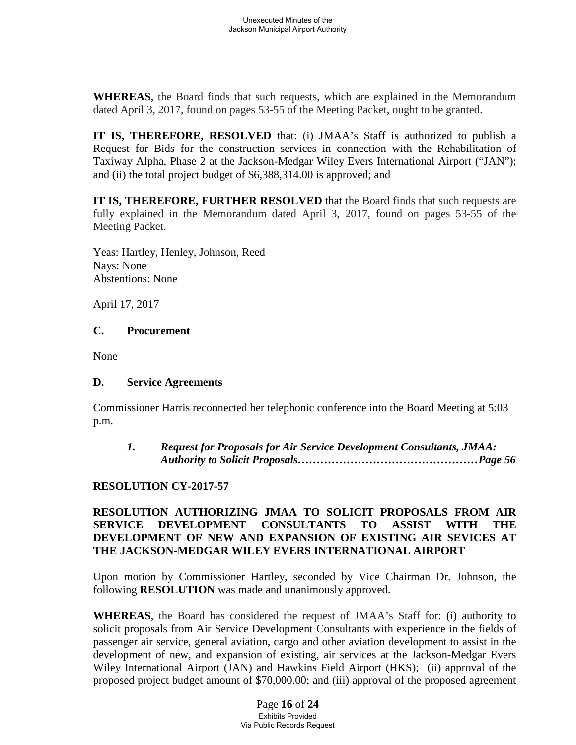**WHEREAS**, the Board finds that such requests, which are explained in the Memorandum dated April 3, 2017, found on pages 53-55 of the Meeting Packet, ought to be granted.

**IT IS, THEREFORE, RESOLVED** that: (i) JMAA's Staff is authorized to publish a Request for Bids for the construction services in connection with the Rehabilitation of Taxiway Alpha, Phase 2 at the Jackson-Medgar Wiley Evers International Airport ("JAN"); and (ii) the total project budget of $6,388,314.00 is approved; and

**IT IS, THEREFORE, FURTHER RESOLVED** that the Board finds that such requests are fully explained in the Memorandum dated April 3, 2017, found on pages 53-55 of the Meeting Packet.

Yeas: Hartley, Henley, Johnson, Reed
Nays: None
Abstentions: None

April 17, 2017

### C. Procurement

None

### D. Service Agreements

Commissioner Harris reconnected her telephonic conference into the Board Meeting at 5:03 p.m.

***1. Request for Proposals for Air Service Development Consultants, JMAA: Authority to Solicit Proposals…………………………………………Page 56***

**RESOLUTION CY-2017-57**

**RESOLUTION AUTHORIZING JMAA TO SOLICIT PROPOSALS FROM AIR SERVICE DEVELOPMENT CONSULTANTS TO ASSIST WITH THE DEVELOPMENT OF NEW AND EXPANSION OF EXISTING AIR SEVICES AT THE JACKSON-MEDGAR WILEY EVERS INTERNATIONAL AIRPORT**

Upon motion by Commissioner Hartley, seconded by Vice Chairman Dr. Johnson, the following **RESOLUTION** was made and unanimously approved.

**WHEREAS**, the Board has considered the request of JMAA's Staff for: (i) authority to solicit proposals from Air Service Development Consultants with experience in the fields of passenger air service, general aviation, cargo and other aviation development to assist in the development of new, and expansion of existing, air services at the Jackson-Medgar Evers Wiley International Airport (JAN) and Hawkins Field Airport (HKS); (ii) approval of the proposed project budget amount of $70,000.00; and (iii) approval of the proposed agreement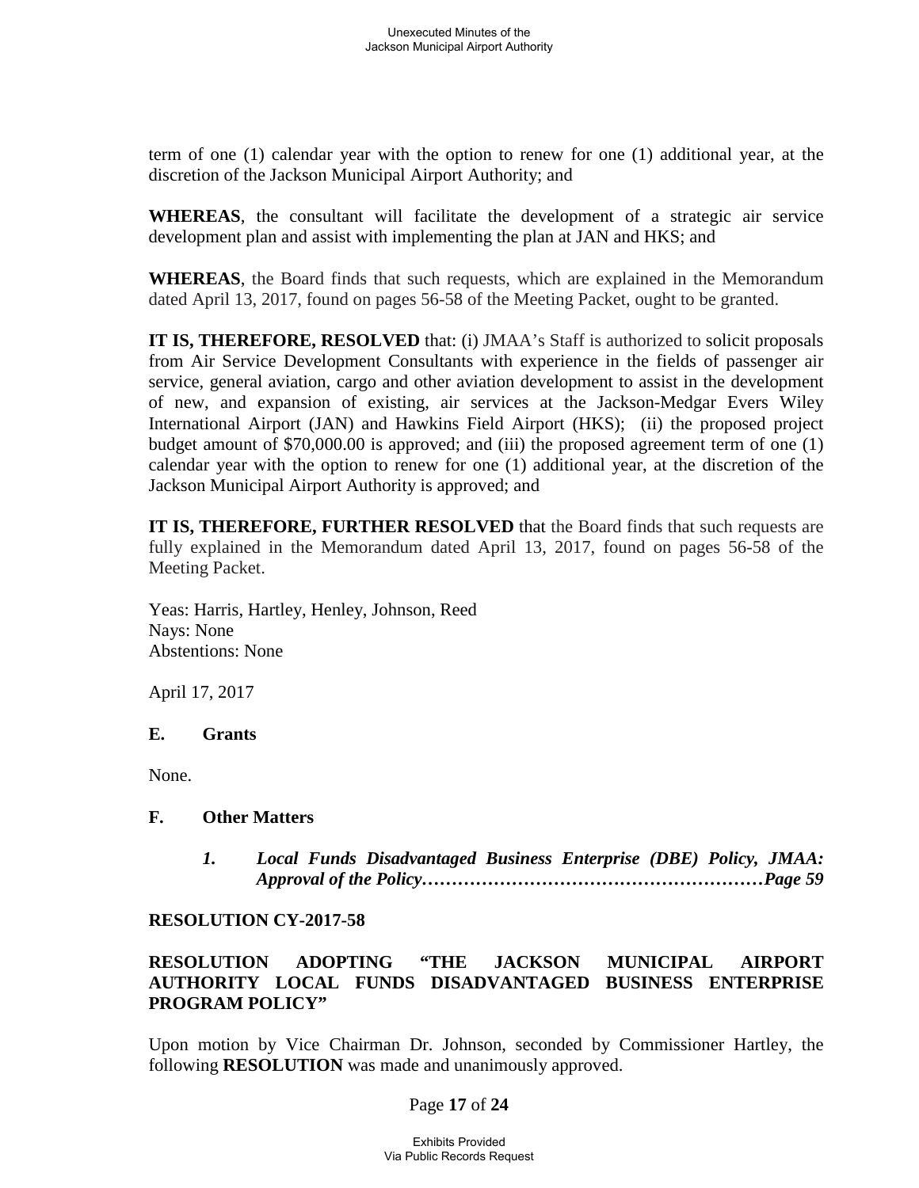term of one (1) calendar year with the option to renew for one (1) additional year, at the discretion of the Jackson Municipal Airport Authority; and

**WHEREAS**, the consultant will facilitate the development of a strategic air service development plan and assist with implementing the plan at JAN and HKS; and

**WHEREAS**, the Board finds that such requests, which are explained in the Memorandum dated April 13, 2017, found on pages 56-58 of the Meeting Packet, ought to be granted.

**IT IS, THEREFORE, RESOLVED** that: (i) JMAA's Staff is authorized to solicit proposals from Air Service Development Consultants with experience in the fields of passenger air service, general aviation, cargo and other aviation development to assist in the development of new, and expansion of existing, air services at the Jackson-Medgar Evers Wiley International Airport (JAN) and Hawkins Field Airport (HKS); (ii) the proposed project budget amount of $70,000.00 is approved; and (iii) the proposed agreement term of one (1) calendar year with the option to renew for one (1) additional year, at the discretion of the Jackson Municipal Airport Authority is approved; and

**IT IS, THEREFORE, FURTHER RESOLVED** that the Board finds that such requests are fully explained in the Memorandum dated April 13, 2017, found on pages 56-58 of the Meeting Packet.

Yeas: Harris, Hartley, Henley, Johnson, Reed
Nays: None
Abstentions: None

April 17, 2017

**E. Grants**

None.

**F. Other Matters**

> ***1. Local Funds Disadvantaged Business Enterprise (DBE) Policy, JMAA: Approval of the Policy…………………………………………………Page 59***

**RESOLUTION CY-2017-58**

**RESOLUTION ADOPTING "THE JACKSON MUNICIPAL AIRPORT AUTHORITY LOCAL FUNDS DISADVANTAGED BUSINESS ENTERPRISE PROGRAM POLICY"**

Upon motion by Vice Chairman Dr. Johnson, seconded by Commissioner Hartley, the following **RESOLUTION** was made and unanimously approved.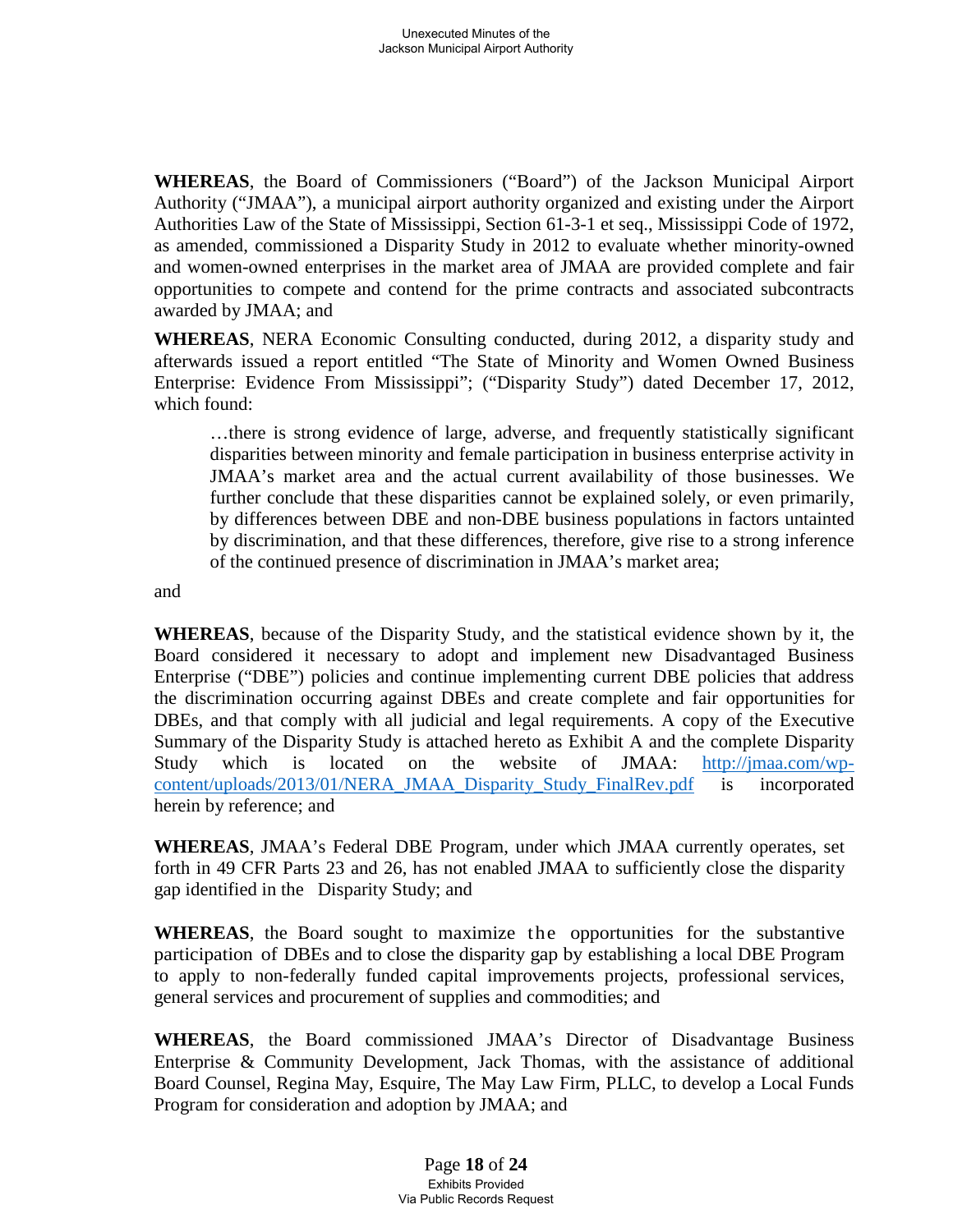**WHEREAS**, the Board of Commissioners ("Board") of the Jackson Municipal Airport Authority ("JMAA"), a municipal airport authority organized and existing under the Airport Authorities Law of the State of Mississippi, Section 61-3-1 et seq., Mississippi Code of 1972, as amended, commissioned a Disparity Study in 2012 to evaluate whether minority-owned and women-owned enterprises in the market area of JMAA are provided complete and fair opportunities to compete and contend for the prime contracts and associated subcontracts awarded by JMAA; and

**WHEREAS**, NERA Economic Consulting conducted, during 2012, a disparity study and afterwards issued a report entitled "The State of Minority and Women Owned Business Enterprise: Evidence From Mississippi"; ("Disparity Study") dated December 17, 2012, which found:

> …there is strong evidence of large, adverse, and frequently statistically significant disparities between minority and female participation in business enterprise activity in JMAA's market area and the actual current availability of those businesses. We further conclude that these disparities cannot be explained solely, or even primarily, by differences between DBE and non-DBE business populations in factors untainted by discrimination, and that these differences, therefore, give rise to a strong inference of the continued presence of discrimination in JMAA's market area;

and

**WHEREAS**, because of the Disparity Study, and the statistical evidence shown by it, the Board considered it necessary to adopt and implement new Disadvantaged Business Enterprise ("DBE") policies and continue implementing current DBE policies that address the discrimination occurring against DBEs and create complete and fair opportunities for DBEs, and that comply with all judicial and legal requirements. A copy of the Executive Summary of the Disparity Study is attached hereto as Exhibit A and the complete Disparity Study which is located on the website of JMAA: [http://jmaa.com/wp-content/uploads/2013/01/NERA_JMAA_Disparity_Study_FinalRev.pdf](http://jmaa.com/wp-content/uploads/2013/01/NERA_JMAA_Disparity_Study_FinalRev.pdf) is incorporated herein by reference; and

**WHEREAS**, JMAA's Federal DBE Program, under which JMAA currently operates, set forth in 49 CFR Parts 23 and 26, has not enabled JMAA to sufficiently close the disparity gap identified in the Disparity Study; and

**WHEREAS**, the Board sought to maximize the opportunities for the substantive participation of DBEs and to close the disparity gap by establishing a local DBE Program to apply to non-federally funded capital improvements projects, professional services, general services and procurement of supplies and commodities; and

**WHEREAS**, the Board commissioned JMAA's Director of Disadvantage Business Enterprise & Community Development, Jack Thomas, with the assistance of additional Board Counsel, Regina May, Esquire, The May Law Firm, PLLC, to develop a Local Funds Program for consideration and adoption by JMAA; and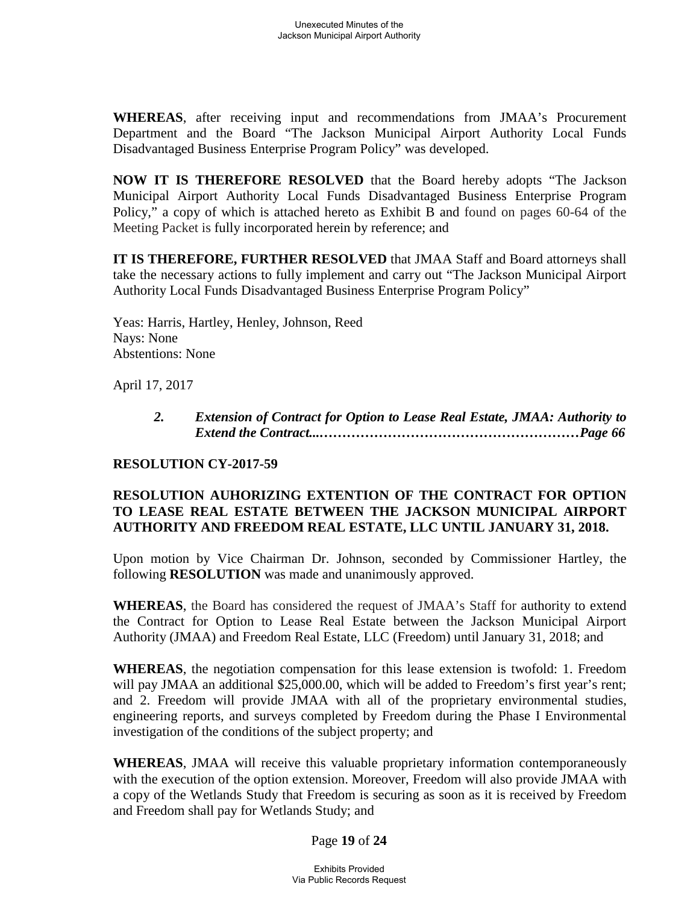**WHEREAS**, after receiving input and recommendations from JMAA's Procurement Department and the Board "The Jackson Municipal Airport Authority Local Funds Disadvantaged Business Enterprise Program Policy" was developed.

**NOW IT IS THEREFORE RESOLVED** that the Board hereby adopts "The Jackson Municipal Airport Authority Local Funds Disadvantaged Business Enterprise Program Policy," a copy of which is attached hereto as Exhibit B and found on pages 60-64 of the Meeting Packet is fully incorporated herein by reference; and

**IT IS THEREFORE, FURTHER RESOLVED** that JMAA Staff and Board attorneys shall take the necessary actions to fully implement and carry out "The Jackson Municipal Airport Authority Local Funds Disadvantaged Business Enterprise Program Policy"

Yeas: Harris, Hartley, Henley, Johnson, Reed
Nays: None
Abstentions: None

April 17, 2017

> ***2. Extension of Contract for Option to Lease Real Estate, JMAA: Authority to Extend the Contract...…………………………………………………Page 66***

**RESOLUTION CY-2017-59**

**RESOLUTION AUHORIZING EXTENTION OF THE CONTRACT FOR OPTION TO LEASE REAL ESTATE BETWEEN THE JACKSON MUNICIPAL AIRPORT AUTHORITY AND FREEDOM REAL ESTATE, LLC UNTIL JANUARY 31, 2018.**

Upon motion by Vice Chairman Dr. Johnson, seconded by Commissioner Hartley, the following **RESOLUTION** was made and unanimously approved.

**WHEREAS**, the Board has considered the request of JMAA's Staff for authority to extend the Contract for Option to Lease Real Estate between the Jackson Municipal Airport Authority (JMAA) and Freedom Real Estate, LLC (Freedom) until January 31, 2018; and

**WHEREAS**, the negotiation compensation for this lease extension is twofold: 1. Freedom will pay JMAA an additional $25,000.00, which will be added to Freedom's first year's rent; and 2. Freedom will provide JMAA with all of the proprietary environmental studies, engineering reports, and surveys completed by Freedom during the Phase I Environmental investigation of the conditions of the subject property; and

**WHEREAS**, JMAA will receive this valuable proprietary information contemporaneously with the execution of the option extension. Moreover, Freedom will also provide JMAA with a copy of the Wetlands Study that Freedom is securing as soon as it is received by Freedom and Freedom shall pay for Wetlands Study; and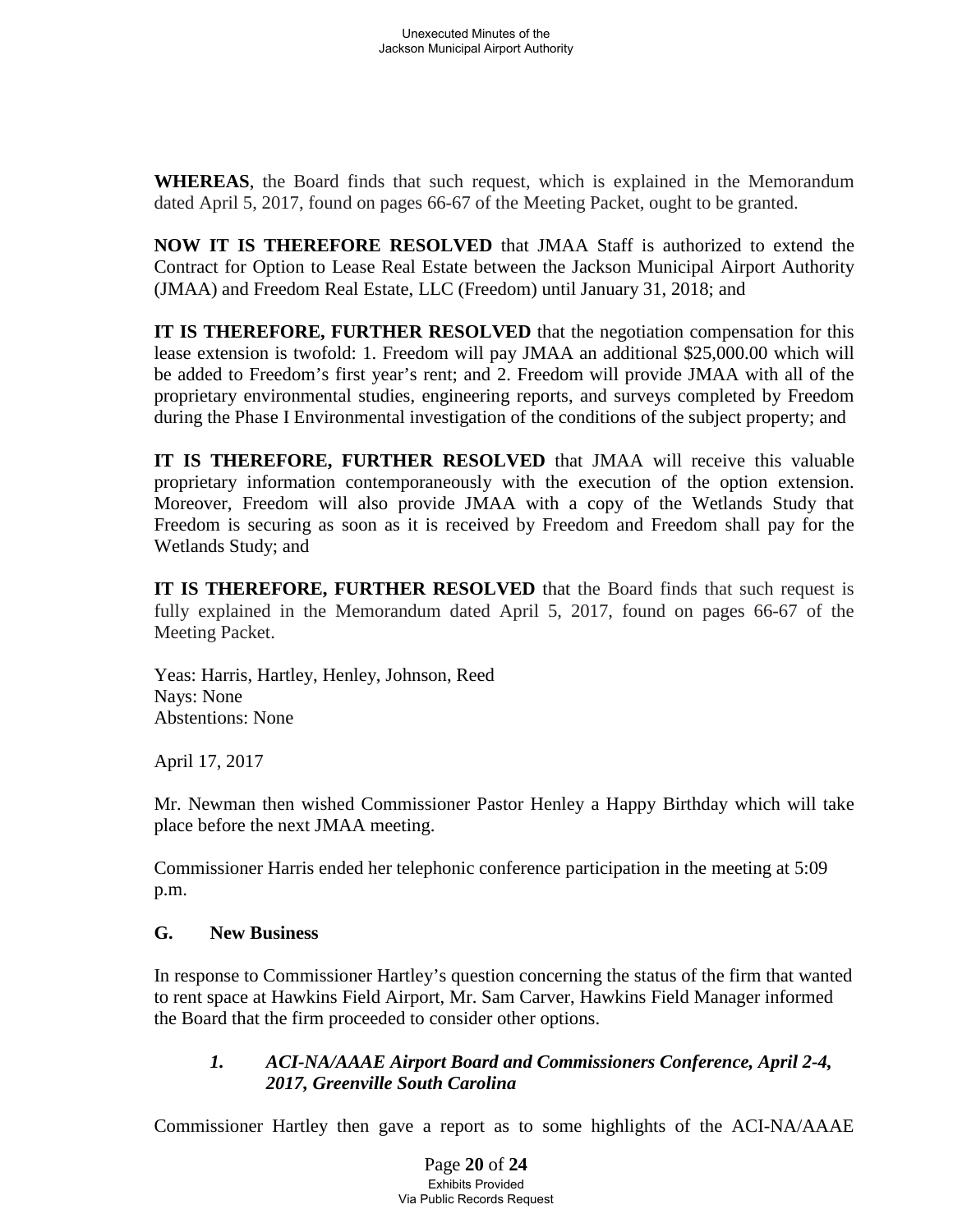**WHEREAS**, the Board finds that such request, which is explained in the Memorandum dated April 5, 2017, found on pages 66-67 of the Meeting Packet, ought to be granted.

**NOW IT IS THEREFORE RESOLVED** that JMAA Staff is authorized to extend the Contract for Option to Lease Real Estate between the Jackson Municipal Airport Authority (JMAA) and Freedom Real Estate, LLC (Freedom) until January 31, 2018; and

**IT IS THEREFORE, FURTHER RESOLVED** that the negotiation compensation for this lease extension is twofold: 1. Freedom will pay JMAA an additional $25,000.00 which will be added to Freedom's first year's rent; and 2. Freedom will provide JMAA with all of the proprietary environmental studies, engineering reports, and surveys completed by Freedom during the Phase I Environmental investigation of the conditions of the subject property; and

**IT IS THEREFORE, FURTHER RESOLVED** that JMAA will receive this valuable proprietary information contemporaneously with the execution of the option extension. Moreover, Freedom will also provide JMAA with a copy of the Wetlands Study that Freedom is securing as soon as it is received by Freedom and Freedom shall pay for the Wetlands Study; and

**IT IS THEREFORE, FURTHER RESOLVED** that the Board finds that such request is fully explained in the Memorandum dated April 5, 2017, found on pages 66-67 of the Meeting Packet.

Yeas: Harris, Hartley, Henley, Johnson, Reed
Nays: None
Abstentions: None

April 17, 2017

Mr. Newman then wished Commissioner Pastor Henley a Happy Birthday which will take place before the next JMAA meeting.

Commissioner Harris ended her telephonic conference participation in the meeting at 5:09 p.m.

**G. New Business**

In response to Commissioner Hartley's question concerning the status of the firm that wanted to rent space at Hawkins Field Airport, Mr. Sam Carver, Hawkins Field Manager informed the Board that the firm proceeded to consider other options.

***1. ACI-NA/AAAE Airport Board and Commissioners Conference, April 2-4, 2017, Greenville South Carolina***

Commissioner Hartley then gave a report as to some highlights of the ACI-NA/AAAE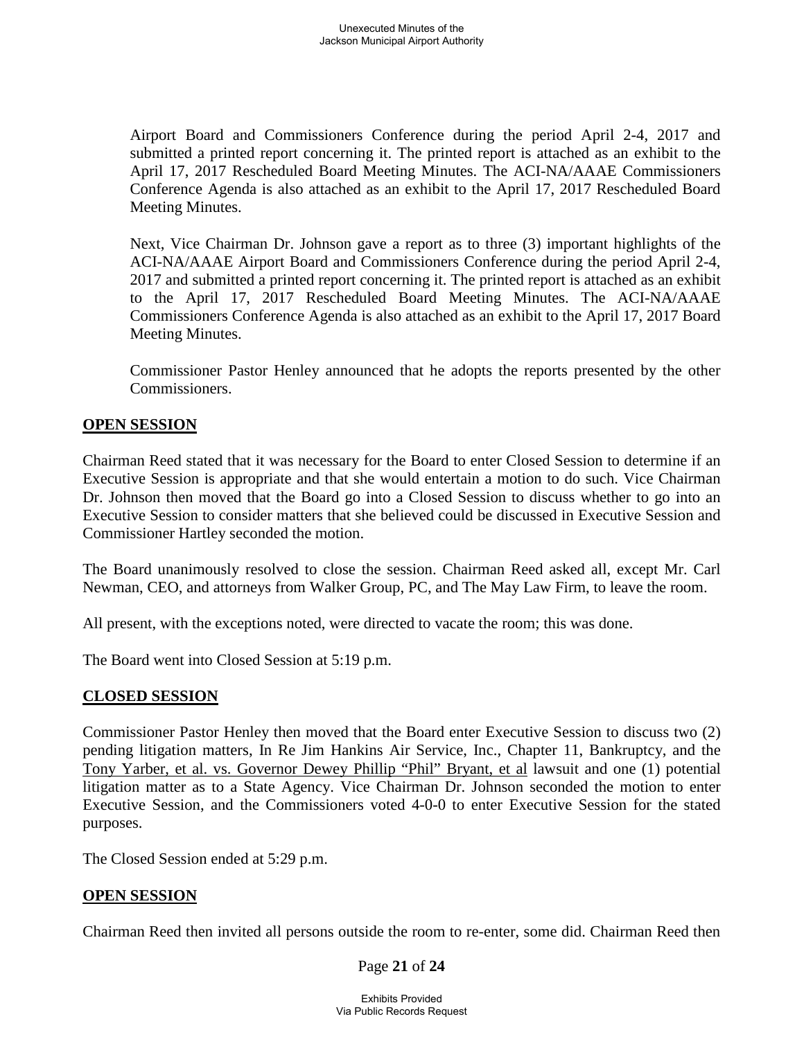Airport Board and Commissioners Conference during the period April 2-4, 2017 and submitted a printed report concerning it. The printed report is attached as an exhibit to the April 17, 2017 Rescheduled Board Meeting Minutes. The ACI-NA/AAAE Commissioners Conference Agenda is also attached as an exhibit to the April 17, 2017 Rescheduled Board Meeting Minutes.

Next, Vice Chairman Dr. Johnson gave a report as to three (3) important highlights of the ACI-NA/AAAE Airport Board and Commissioners Conference during the period April 2-4, 2017 and submitted a printed report concerning it. The printed report is attached as an exhibit to the April 17, 2017 Rescheduled Board Meeting Minutes. The ACI-NA/AAAE Commissioners Conference Agenda is also attached as an exhibit to the April 17, 2017 Board Meeting Minutes.

Commissioner Pastor Henley announced that he adopts the reports presented by the other Commissioners.

**OPEN SESSION**

Chairman Reed stated that it was necessary for the Board to enter Closed Session to determine if an Executive Session is appropriate and that she would entertain a motion to do such. Vice Chairman Dr. Johnson then moved that the Board go into a Closed Session to discuss whether to go into an Executive Session to consider matters that she believed could be discussed in Executive Session and Commissioner Hartley seconded the motion.

The Board unanimously resolved to close the session. Chairman Reed asked all, except Mr. Carl Newman, CEO, and attorneys from Walker Group, PC, and The May Law Firm, to leave the room.

All present, with the exceptions noted, were directed to vacate the room; this was done.

The Board went into Closed Session at 5:19 p.m.

**CLOSED SESSION**

Commissioner Pastor Henley then moved that the Board enter Executive Session to discuss two (2) pending litigation matters, In Re Jim Hankins Air Service, Inc., Chapter 11, Bankruptcy, and the Tony Yarber, et al. vs. Governor Dewey Phillip "Phil" Bryant, et al lawsuit and one (1) potential litigation matter as to a State Agency. Vice Chairman Dr. Johnson seconded the motion to enter Executive Session, and the Commissioners voted 4-0-0 to enter Executive Session for the stated purposes.

The Closed Session ended at 5:29 p.m.

**OPEN SESSION**

Chairman Reed then invited all persons outside the room to re-enter, some did. Chairman Reed then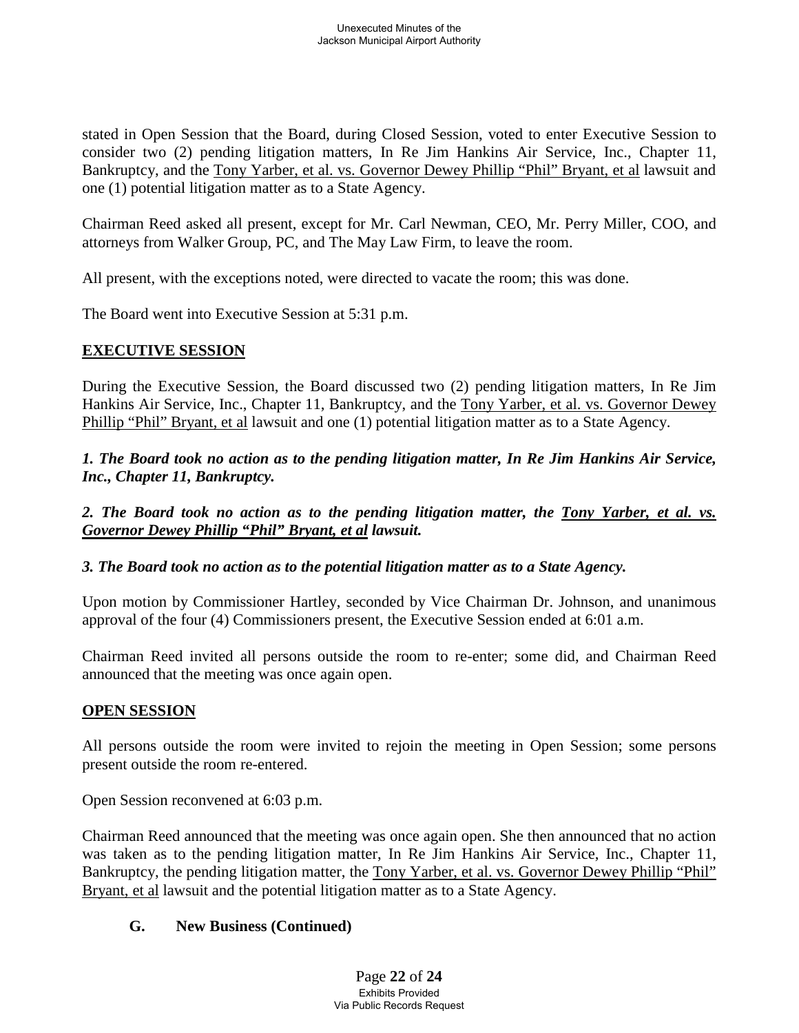stated in Open Session that the Board, during Closed Session, voted to enter Executive Session to consider two (2) pending litigation matters, In Re Jim Hankins Air Service, Inc., Chapter 11, Bankruptcy, and the <u>Tony Yarber, et al. vs. Governor Dewey Phillip "Phil" Bryant, et al</u> lawsuit and one (1) potential litigation matter as to a State Agency.

Chairman Reed asked all present, except for Mr. Carl Newman, CEO, Mr. Perry Miller, COO, and attorneys from Walker Group, PC, and The May Law Firm, to leave the room.

All present, with the exceptions noted, were directed to vacate the room; this was done.

The Board went into Executive Session at 5:31 p.m.

## EXECUTIVE SESSION

During the Executive Session, the Board discussed two (2) pending litigation matters, In Re Jim Hankins Air Service, Inc., Chapter 11, Bankruptcy, and the <u>Tony Yarber, et al. vs. Governor Dewey Phillip "Phil" Bryant, et al</u> lawsuit and one (1) potential litigation matter as to a State Agency.

***1. The Board took no action as to the pending litigation matter, In Re Jim Hankins Air Service, Inc., Chapter 11, Bankruptcy.***

***2. The Board took no action as to the pending litigation matter, the <u>Tony Yarber, et al. vs. Governor Dewey Phillip "Phil" Bryant, et al</u> lawsuit.***

***3. The Board took no action as to the potential litigation matter as to a State Agency.***

Upon motion by Commissioner Hartley, seconded by Vice Chairman Dr. Johnson, and unanimous approval of the four (4) Commissioners present, the Executive Session ended at 6:01 a.m.

Chairman Reed invited all persons outside the room to re-enter; some did, and Chairman Reed announced that the meeting was once again open.

## OPEN SESSION

All persons outside the room were invited to rejoin the meeting in Open Session; some persons present outside the room re-entered.

Open Session reconvened at 6:03 p.m.

Chairman Reed announced that the meeting was once again open. She then announced that no action was taken as to the pending litigation matter, In Re Jim Hankins Air Service, Inc., Chapter 11, Bankruptcy, the pending litigation matter, the <u>Tony Yarber, et al. vs. Governor Dewey Phillip "Phil" Bryant, et al</u> lawsuit and the potential litigation matter as to a State Agency.

### G. New Business (Continued)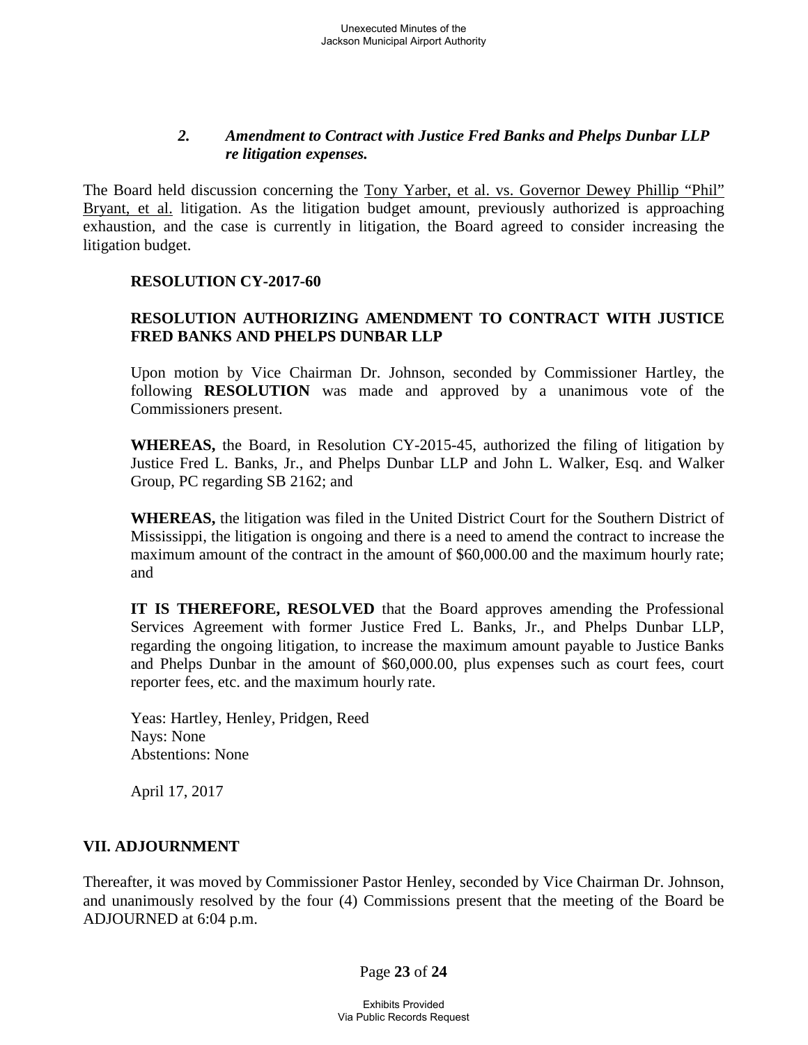### *2. Amendment to Contract with Justice Fred Banks and Phelps Dunbar LLP re litigation expenses.*

The Board held discussion concerning the Tony Yarber, et al. vs. Governor Dewey Phillip "Phil" Bryant, et al. litigation. As the litigation budget amount, previously authorized is approaching exhaustion, and the case is currently in litigation, the Board agreed to consider increasing the litigation budget.

**RESOLUTION CY-2017-60**

**RESOLUTION AUTHORIZING AMENDMENT TO CONTRACT WITH JUSTICE FRED BANKS AND PHELPS DUNBAR LLP**

Upon motion by Vice Chairman Dr. Johnson, seconded by Commissioner Hartley, the following **RESOLUTION** was made and approved by a unanimous vote of the Commissioners present.

**WHEREAS,** the Board, in Resolution CY-2015-45, authorized the filing of litigation by Justice Fred L. Banks, Jr., and Phelps Dunbar LLP and John L. Walker, Esq. and Walker Group, PC regarding SB 2162; and

**WHEREAS,** the litigation was filed in the United District Court for the Southern District of Mississippi, the litigation is ongoing and there is a need to amend the contract to increase the maximum amount of the contract in the amount of $60,000.00 and the maximum hourly rate; and

**IT IS THEREFORE, RESOLVED** that the Board approves amending the Professional Services Agreement with former Justice Fred L. Banks, Jr., and Phelps Dunbar LLP, regarding the ongoing litigation, to increase the maximum amount payable to Justice Banks and Phelps Dunbar in the amount of $60,000.00, plus expenses such as court fees, court reporter fees, etc. and the maximum hourly rate.

Yeas: Hartley, Henley, Pridgen, Reed
Nays: None
Abstentions: None

April 17, 2017

## VII. ADJOURNMENT

Thereafter, it was moved by Commissioner Pastor Henley, seconded by Vice Chairman Dr. Johnson, and unanimously resolved by the four (4) Commissions present that the meeting of the Board be ADJOURNED at 6:04 p.m.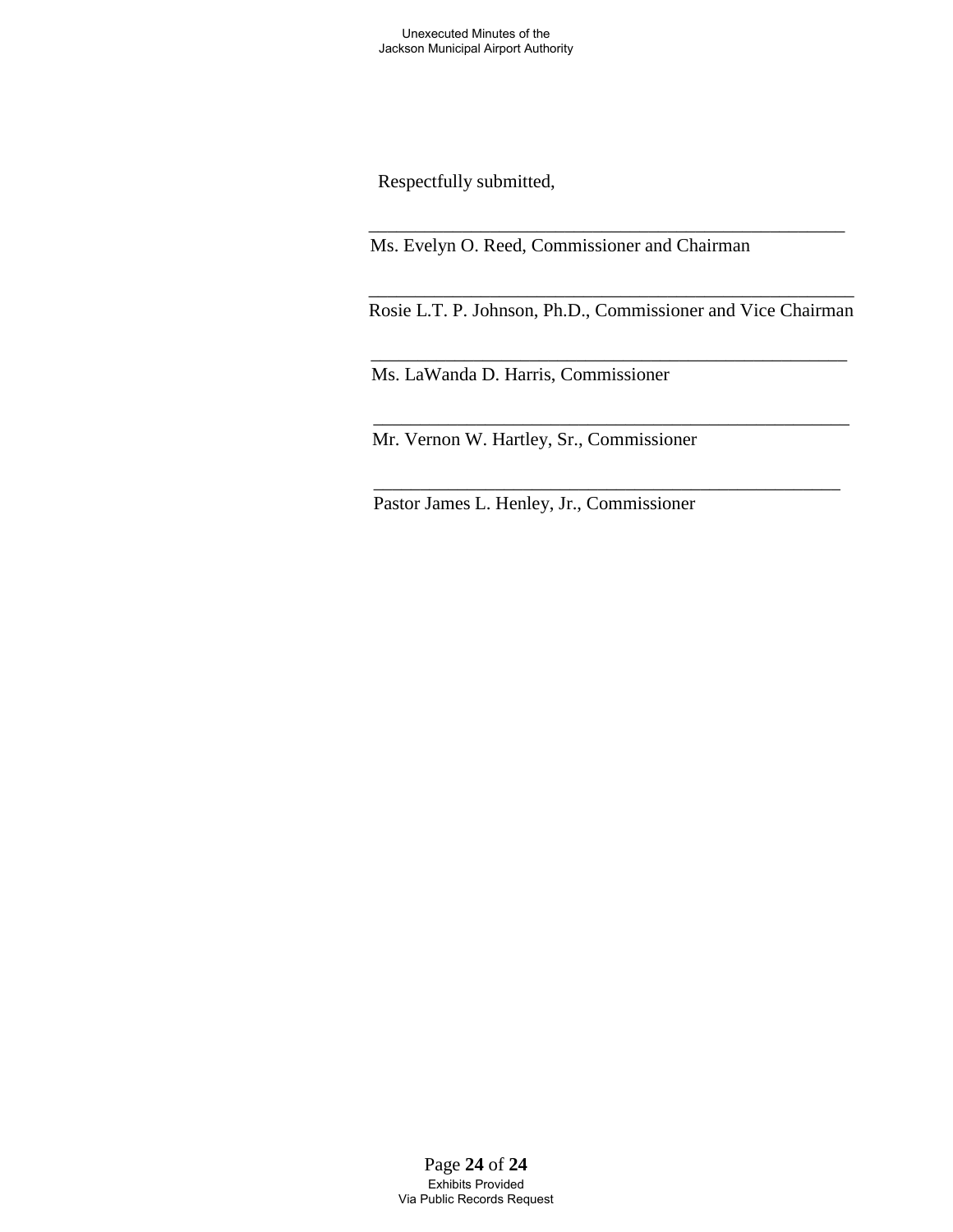Respectfully submitted,

\_\_\_\_\_\_\_\_\_\_\_\_\_\_\_\_\_\_\_\_\_\_\_\_\_\_\_\_\_\_\_\_\_\_\_\_\_\_\_\_\_\_\_\_\_\_\_\_\_\_

Ms. Evelyn O. Reed, Commissioner and Chairman

\_\_\_\_\_\_\_\_\_\_\_\_\_\_\_\_\_\_\_\_\_\_\_\_\_\_\_\_\_\_\_\_\_\_\_\_\_\_\_\_\_\_\_\_\_\_\_\_\_\_

Rosie L.T. P. Johnson, Ph.D., Commissioner and Vice Chairman

\_\_\_\_\_\_\_\_\_\_\_\_\_\_\_\_\_\_\_\_\_\_\_\_\_\_\_\_\_\_\_\_\_\_\_\_\_\_\_\_\_\_\_\_\_\_\_\_\_\_

Ms. LaWanda D. Harris, Commissioner

\_\_\_\_\_\_\_\_\_\_\_\_\_\_\_\_\_\_\_\_\_\_\_\_\_\_\_\_\_\_\_\_\_\_\_\_\_\_\_\_\_\_\_\_\_\_\_\_\_\_

Mr. Vernon W. Hartley, Sr., Commissioner

\_\_\_\_\_\_\_\_\_\_\_\_\_\_\_\_\_\_\_\_\_\_\_\_\_\_\_\_\_\_\_\_\_\_\_\_\_\_\_\_\_\_\_\_\_\_\_\_\_\_

Pastor James L. Henley, Jr., Commissioner